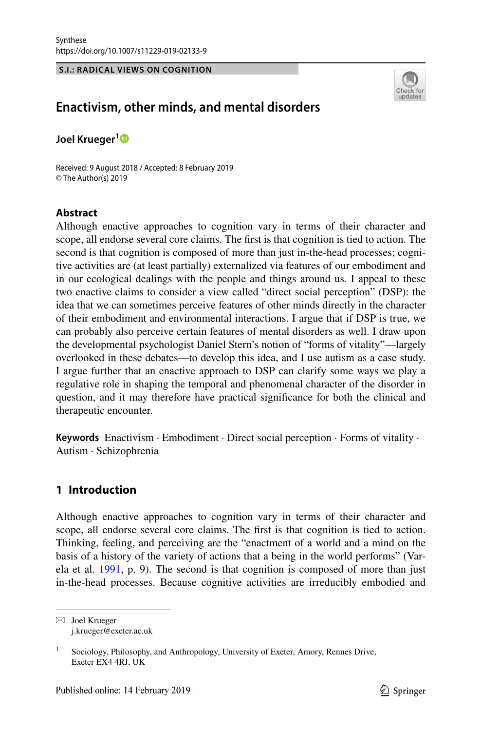Synthese
https://doi.org/10.1007/s11229-019-02133-9

**S.I.: RADICAL VIEWS ON COGNITION**

# Enactivism, other minds, and mental disorders

**Joel Krueger**[1]

Received: 9 August 2018 / Accepted: 8 February 2019
© The Author(s) 2019

## Abstract

Although enactive approaches to cognition vary in terms of their character and scope, all endorse several core claims. The first is that cognition is tied to action. The second is that cognition is composed of more than just in-the-head processes; cognitive activities are (at least partially) externalized via features of our embodiment and in our ecological dealings with the people and things around us. I appeal to these two enactive claims to consider a view called "direct social perception" (DSP): the idea that we can sometimes perceive features of other minds directly in the character of their embodiment and environmental interactions. I argue that if DSP is true, we can probably also perceive certain features of mental disorders as well. I draw upon the developmental psychologist Daniel Stern's notion of "forms of vitality"—largely overlooked in these debates—to develop this idea, and I use autism as a case study. I argue further that an enactive approach to DSP can clarify some ways we play a regulative role in shaping the temporal and phenomenal character of the disorder in question, and it may therefore have practical significance for both the clinical and therapeutic encounter.

**Keywords** Enactivism · Embodiment · Direct social perception · Forms of vitality · Autism · Schizophrenia

## 1 Introduction

Although enactive approaches to cognition vary in terms of their character and scope, all endorse several core claims. The first is that cognition is tied to action. Thinking, feeling, and perceiving are the "enactment of a world and a mind on the basis of a history of the variety of actions that a being in the world performs" (Varela et al. 1991, p. 9). The second is that cognition is composed of more than just in-the-head processes. Because cognitive activities are irreducibly embodied and

✉ Joel Krueger
j.krueger@exeter.ac.uk

[1] Sociology, Philosophy, and Anthropology, University of Exeter, Amory, Rennes Drive, Exeter EX4 4RJ, UK

Published online: 14 February 2019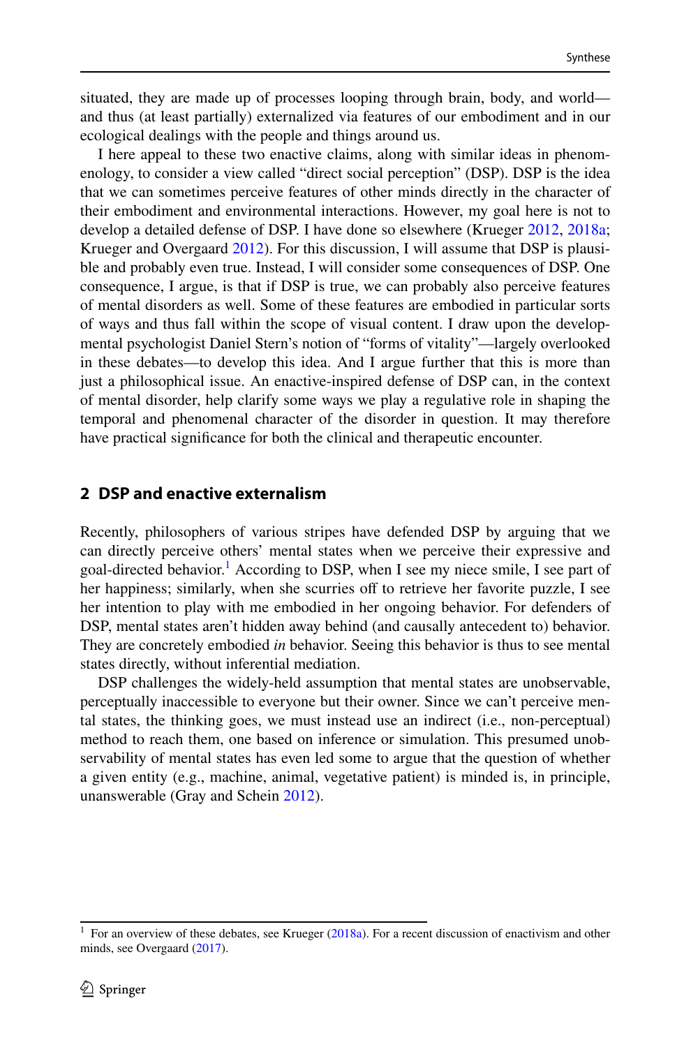situated, they are made up of processes looping through brain, body, and world—and thus (at least partially) externalized via features of our embodiment and in our ecological dealings with the people and things around us.

I here appeal to these two enactive claims, along with similar ideas in phenomenology, to consider a view called "direct social perception" (DSP). DSP is the idea that we can sometimes perceive features of other minds directly in the character of their embodiment and environmental interactions. However, my goal here is not to develop a detailed defense of DSP. I have done so elsewhere (Krueger 2012, 2018a; Krueger and Overgaard 2012). For this discussion, I will assume that DSP is plausible and probably even true. Instead, I will consider some consequences of DSP. One consequence, I argue, is that if DSP is true, we can probably also perceive features of mental disorders as well. Some of these features are embodied in particular sorts of ways and thus fall within the scope of visual content. I draw upon the developmental psychologist Daniel Stern's notion of "forms of vitality"—largely overlooked in these debates—to develop this idea. And I argue further that this is more than just a philosophical issue. An enactive-inspired defense of DSP can, in the context of mental disorder, help clarify some ways we play a regulative role in shaping the temporal and phenomenal character of the disorder in question. It may therefore have practical significance for both the clinical and therapeutic encounter.

## 2 DSP and enactive externalism

Recently, philosophers of various stripes have defended DSP by arguing that we can directly perceive others' mental states when we perceive their expressive and goal-directed behavior.[1] According to DSP, when I see my niece smile, I see part of her happiness; similarly, when she scurries off to retrieve her favorite puzzle, I see her intention to play with me embodied in her ongoing behavior. For defenders of DSP, mental states aren't hidden away behind (and causally antecedent to) behavior. They are concretely embodied *in* behavior. Seeing this behavior is thus to see mental states directly, without inferential mediation.

DSP challenges the widely-held assumption that mental states are unobservable, perceptually inaccessible to everyone but their owner. Since we can't perceive mental states, the thinking goes, we must instead use an indirect (i.e., non-perceptual) method to reach them, one based on inference or simulation. This presumed unobservability of mental states has even led some to argue that the question of whether a given entity (e.g., machine, animal, vegetative patient) is minded is, in principle, unanswerable (Gray and Schein 2012).

[1] For an overview of these debates, see Krueger (2018a). For a recent discussion of enactivism and other minds, see Overgaard (2017).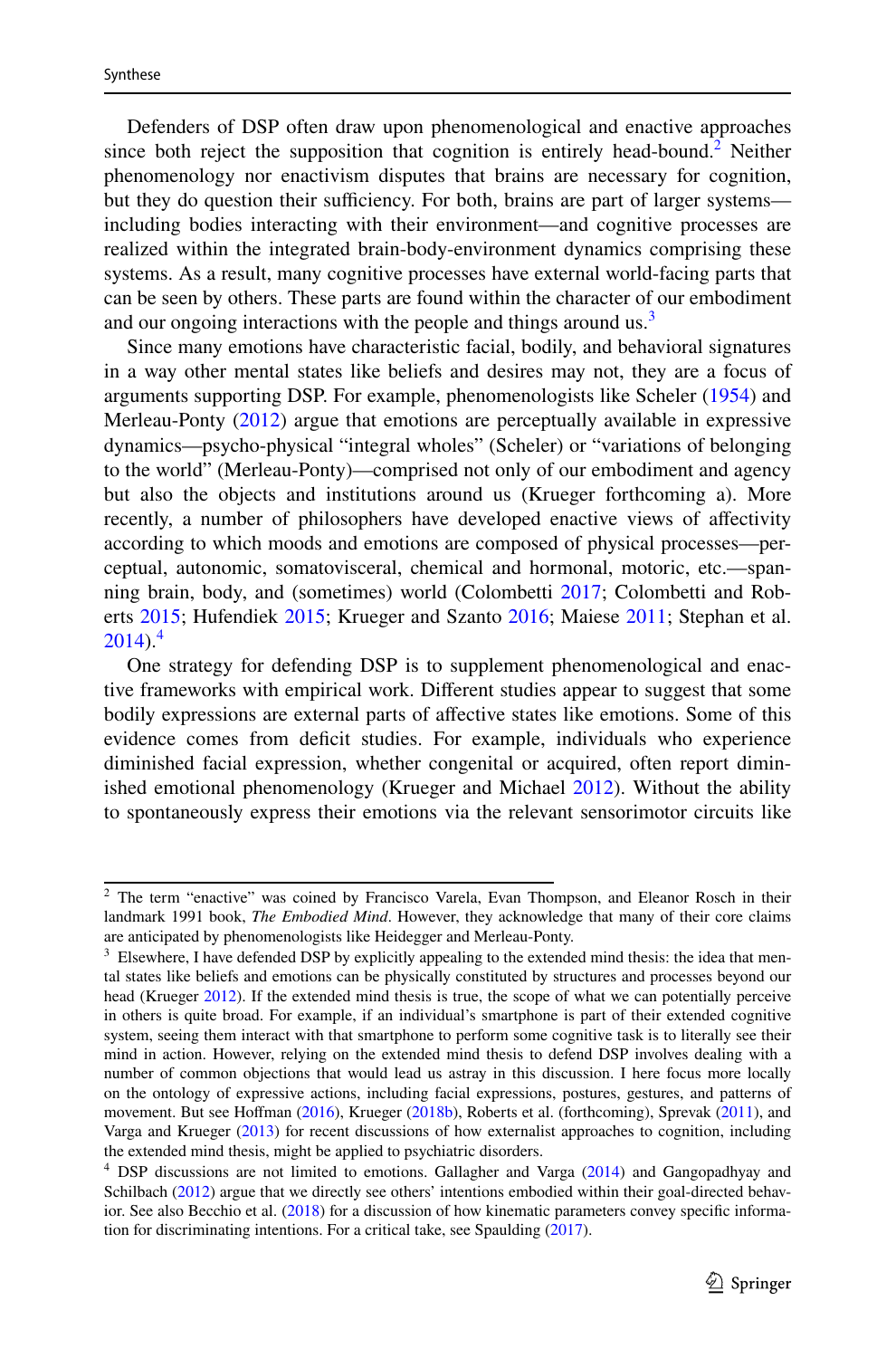Defenders of DSP often draw upon phenomenological and enactive approaches since both reject the supposition that cognition is entirely head-bound.[2] Neither phenomenology nor enactivism disputes that brains are necessary for cognition, but they do question their sufficiency. For both, brains are part of larger systems—including bodies interacting with their environment—and cognitive processes are realized within the integrated brain-body-environment dynamics comprising these systems. As a result, many cognitive processes have external world-facing parts that can be seen by others. These parts are found within the character of our embodiment and our ongoing interactions with the people and things around us.[3]

Since many emotions have characteristic facial, bodily, and behavioral signatures in a way other mental states like beliefs and desires may not, they are a focus of arguments supporting DSP. For example, phenomenologists like Scheler (1954) and Merleau-Ponty (2012) argue that emotions are perceptually available in expressive dynamics—psycho-physical "integral wholes" (Scheler) or "variations of belonging to the world" (Merleau-Ponty)—comprised not only of our embodiment and agency but also the objects and institutions around us (Krueger forthcoming a). More recently, a number of philosophers have developed enactive views of affectivity according to which moods and emotions are composed of physical processes—perceptual, autonomic, somatovisceral, chemical and hormonal, motoric, etc.—spanning brain, body, and (sometimes) world (Colombetti 2017; Colombetti and Roberts 2015; Hufendiek 2015; Krueger and Szanto 2016; Maiese 2011; Stephan et al. 2014).[4]

One strategy for defending DSP is to supplement phenomenological and enactive frameworks with empirical work. Different studies appear to suggest that some bodily expressions are external parts of affective states like emotions. Some of this evidence comes from deficit studies. For example, individuals who experience diminished facial expression, whether congenital or acquired, often report diminished emotional phenomenology (Krueger and Michael 2012). Without the ability to spontaneously express their emotions via the relevant sensorimotor circuits like

---

[2] The term "enactive" was coined by Francisco Varela, Evan Thompson, and Eleanor Rosch in their landmark 1991 book, *The Embodied Mind*. However, they acknowledge that many of their core claims are anticipated by phenomenologists like Heidegger and Merleau-Ponty.

[3] Elsewhere, I have defended DSP by explicitly appealing to the extended mind thesis: the idea that mental states like beliefs and emotions can be physically constituted by structures and processes beyond our head (Krueger 2012). If the extended mind thesis is true, the scope of what we can potentially perceive in others is quite broad. For example, if an individual's smartphone is part of their extended cognitive system, seeing them interact with that smartphone to perform some cognitive task is to literally see their mind in action. However, relying on the extended mind thesis to defend DSP involves dealing with a number of common objections that would lead us astray in this discussion. I here focus more locally on the ontology of expressive actions, including facial expressions, postures, gestures, and patterns of movement. But see Hoffman (2016), Krueger (2018b), Roberts et al. (forthcoming), Sprevak (2011), and Varga and Krueger (2013) for recent discussions of how externalist approaches to cognition, including the extended mind thesis, might be applied to psychiatric disorders.

[4] DSP discussions are not limited to emotions. Gallagher and Varga (2014) and Gangopadhyay and Schilbach (2012) argue that we directly see others' intentions embodied within their goal-directed behavior. See also Becchio et al. (2018) for a discussion of how kinematic parameters convey specific information for discriminating intentions. For a critical take, see Spaulding (2017).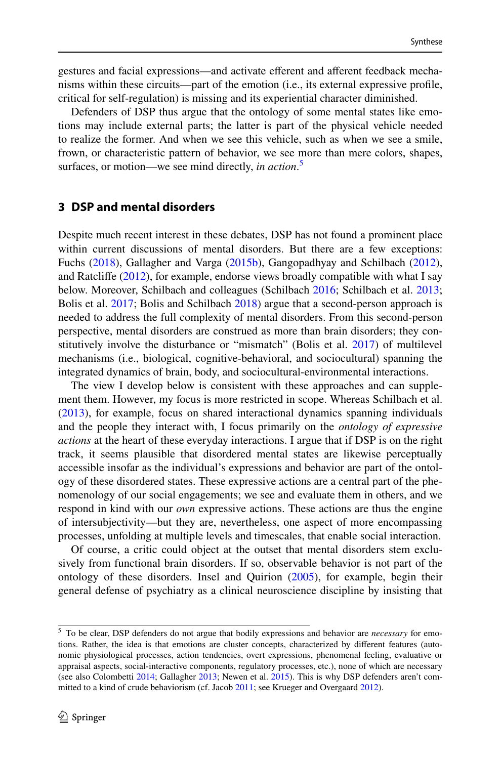gestures and facial expressions—and activate efferent and afferent feedback mechanisms within these circuits—part of the emotion (i.e., its external expressive profile, critical for self-regulation) is missing and its experiential character diminished.

Defenders of DSP thus argue that the ontology of some mental states like emotions may include external parts; the latter is part of the physical vehicle needed to realize the former. And when we see this vehicle, such as when we see a smile, frown, or characteristic pattern of behavior, we see more than mere colors, shapes, surfaces, or motion—we see mind directly, *in action*.[5]

## 3 DSP and mental disorders

Despite much recent interest in these debates, DSP has not found a prominent place within current discussions of mental disorders. But there are a few exceptions: Fuchs (2018), Gallagher and Varga (2015b), Gangopadhyay and Schilbach (2012), and Ratcliffe (2012), for example, endorse views broadly compatible with what I say below. Moreover, Schilbach and colleagues (Schilbach 2016; Schilbach et al. 2013; Bolis et al. 2017; Bolis and Schilbach 2018) argue that a second-person approach is needed to address the full complexity of mental disorders. From this second-person perspective, mental disorders are construed as more than brain disorders; they constitutively involve the disturbance or "mismatch" (Bolis et al. 2017) of multilevel mechanisms (i.e., biological, cognitive-behavioral, and sociocultural) spanning the integrated dynamics of brain, body, and sociocultural-environmental interactions.

The view I develop below is consistent with these approaches and can supplement them. However, my focus is more restricted in scope. Whereas Schilbach et al. (2013), for example, focus on shared interactional dynamics spanning individuals and the people they interact with, I focus primarily on the *ontology of expressive actions* at the heart of these everyday interactions. I argue that if DSP is on the right track, it seems plausible that disordered mental states are likewise perceptually accessible insofar as the individual's expressions and behavior are part of the ontology of these disordered states. These expressive actions are a central part of the phenomenology of our social engagements; we see and evaluate them in others, and we respond in kind with our *own* expressive actions. These actions are thus the engine of intersubjectivity—but they are, nevertheless, one aspect of more encompassing processes, unfolding at multiple levels and timescales, that enable social interaction.

Of course, a critic could object at the outset that mental disorders stem exclusively from functional brain disorders. If so, observable behavior is not part of the ontology of these disorders. Insel and Quirion (2005), for example, begin their general defense of psychiatry as a clinical neuroscience discipline by insisting that

---

[5] To be clear, DSP defenders do not argue that bodily expressions and behavior are *necessary* for emotions. Rather, the idea is that emotions are cluster concepts, characterized by different features (autonomic physiological processes, action tendencies, overt expressions, phenomenal feeling, evaluative or appraisal aspects, social-interactive components, regulatory processes, etc.), none of which are necessary (see also Colombetti 2014; Gallagher 2013; Newen et al. 2015). This is why DSP defenders aren't committed to a kind of crude behaviorism (cf. Jacob 2011; see Krueger and Overgaard 2012).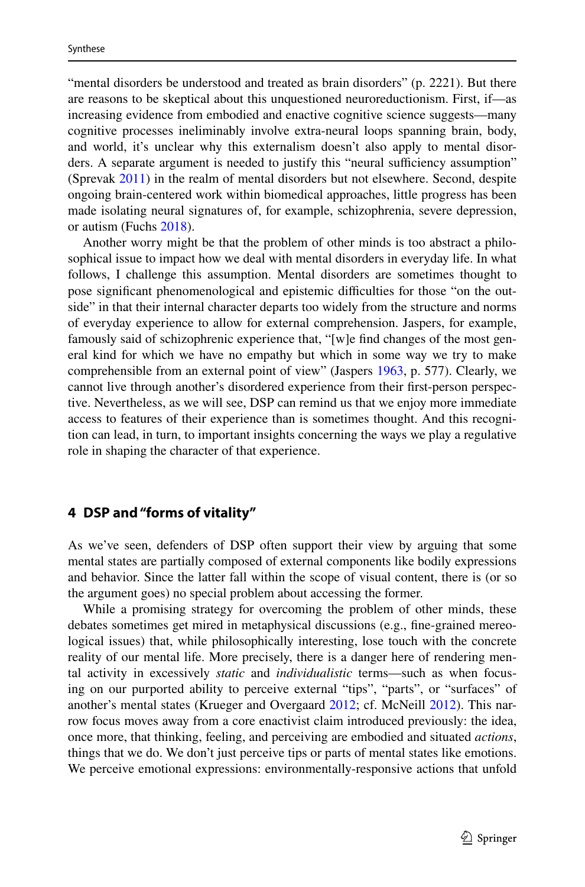"mental disorders be understood and treated as brain disorders" (p. 2221). But there are reasons to be skeptical about this unquestioned neuroreductionism. First, if—as increasing evidence from embodied and enactive cognitive science suggests—many cognitive processes ineliminably involve extra-neural loops spanning brain, body, and world, it's unclear why this externalism doesn't also apply to mental disorders. A separate argument is needed to justify this "neural sufficiency assumption" (Sprevak 2011) in the realm of mental disorders but not elsewhere. Second, despite ongoing brain-centered work within biomedical approaches, little progress has been made isolating neural signatures of, for example, schizophrenia, severe depression, or autism (Fuchs 2018).

Another worry might be that the problem of other minds is too abstract a philosophical issue to impact how we deal with mental disorders in everyday life. In what follows, I challenge this assumption. Mental disorders are sometimes thought to pose significant phenomenological and epistemic difficulties for those "on the outside" in that their internal character departs too widely from the structure and norms of everyday experience to allow for external comprehension. Jaspers, for example, famously said of schizophrenic experience that, "[w]e find changes of the most general kind for which we have no empathy but which in some way we try to make comprehensible from an external point of view" (Jaspers 1963, p. 577). Clearly, we cannot live through another's disordered experience from their first-person perspective. Nevertheless, as we will see, DSP can remind us that we enjoy more immediate access to features of their experience than is sometimes thought. And this recognition can lead, in turn, to important insights concerning the ways we play a regulative role in shaping the character of that experience.

## 4 DSP and "forms of vitality"

As we've seen, defenders of DSP often support their view by arguing that some mental states are partially composed of external components like bodily expressions and behavior. Since the latter fall within the scope of visual content, there is (or so the argument goes) no special problem about accessing the former.

While a promising strategy for overcoming the problem of other minds, these debates sometimes get mired in metaphysical discussions (e.g., fine-grained mereological issues) that, while philosophically interesting, lose touch with the concrete reality of our mental life. More precisely, there is a danger here of rendering mental activity in excessively *static* and *individualistic* terms—such as when focusing on our purported ability to perceive external "tips", "parts", or "surfaces" of another's mental states (Krueger and Overgaard 2012; cf. McNeill 2012). This narrow focus moves away from a core enactivist claim introduced previously: the idea, once more, that thinking, feeling, and perceiving are embodied and situated *actions*, things that we do. We don't just perceive tips or parts of mental states like emotions. We perceive emotional expressions: environmentally-responsive actions that unfold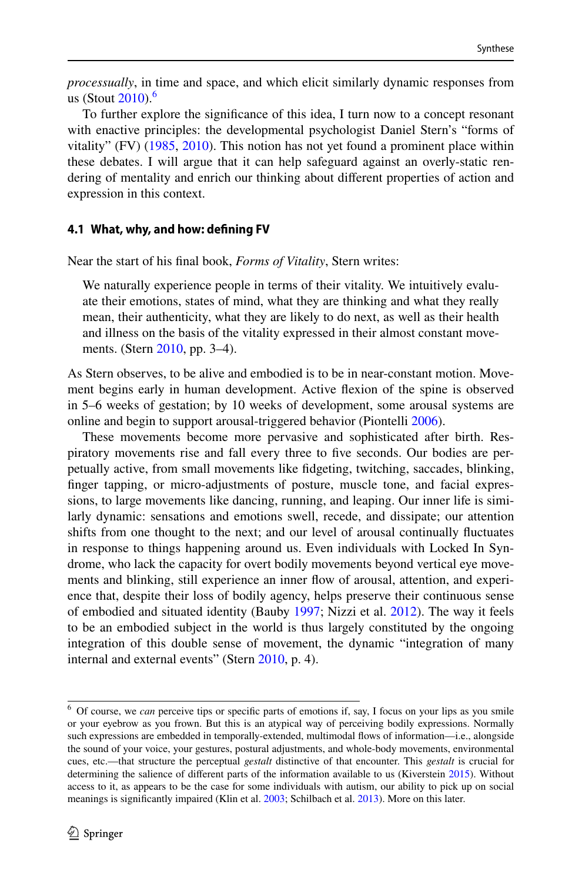*processually*, in time and space, and which elicit similarly dynamic responses from us (Stout 2010).[6]

To further explore the significance of this idea, I turn now to a concept resonant with enactive principles: the developmental psychologist Daniel Stern's "forms of vitality" (FV) (1985, 2010). This notion has not yet found a prominent place within these debates. I will argue that it can help safeguard against an overly-static rendering of mentality and enrich our thinking about different properties of action and expression in this context.

### 4.1 What, why, and how: defining FV

Near the start of his final book, *Forms of Vitality*, Stern writes:

> We naturally experience people in terms of their vitality. We intuitively evaluate their emotions, states of mind, what they are thinking and what they really mean, their authenticity, what they are likely to do next, as well as their health and illness on the basis of the vitality expressed in their almost constant movements. (Stern 2010, pp. 3–4).

As Stern observes, to be alive and embodied is to be in near-constant motion. Movement begins early in human development. Active flexion of the spine is observed in 5–6 weeks of gestation; by 10 weeks of development, some arousal systems are online and begin to support arousal-triggered behavior (Piontelli 2006).

These movements become more pervasive and sophisticated after birth. Respiratory movements rise and fall every three to five seconds. Our bodies are perpetually active, from small movements like fidgeting, twitching, saccades, blinking, finger tapping, or micro-adjustments of posture, muscle tone, and facial expressions, to large movements like dancing, running, and leaping. Our inner life is similarly dynamic: sensations and emotions swell, recede, and dissipate; our attention shifts from one thought to the next; and our level of arousal continually fluctuates in response to things happening around us. Even individuals with Locked In Syndrome, who lack the capacity for overt bodily movements beyond vertical eye movements and blinking, still experience an inner flow of arousal, attention, and experience that, despite their loss of bodily agency, helps preserve their continuous sense of embodied and situated identity (Bauby 1997; Nizzi et al. 2012). The way it feels to be an embodied subject in the world is thus largely constituted by the ongoing integration of this double sense of movement, the dynamic "integration of many internal and external events" (Stern 2010, p. 4).

---

[6] Of course, we *can* perceive tips or specific parts of emotions if, say, I focus on your lips as you smile or your eyebrow as you frown. But this is an atypical way of perceiving bodily expressions. Normally such expressions are embedded in temporally-extended, multimodal flows of information—i.e., alongside the sound of your voice, your gestures, postural adjustments, and whole-body movements, environmental cues, etc.—that structure the perceptual *gestalt* distinctive of that encounter. This *gestalt* is crucial for determining the salience of different parts of the information available to us (Kiverstein 2015). Without access to it, as appears to be the case for some individuals with autism, our ability to pick up on social meanings is significantly impaired (Klin et al. 2003; Schilbach et al. 2013). More on this later.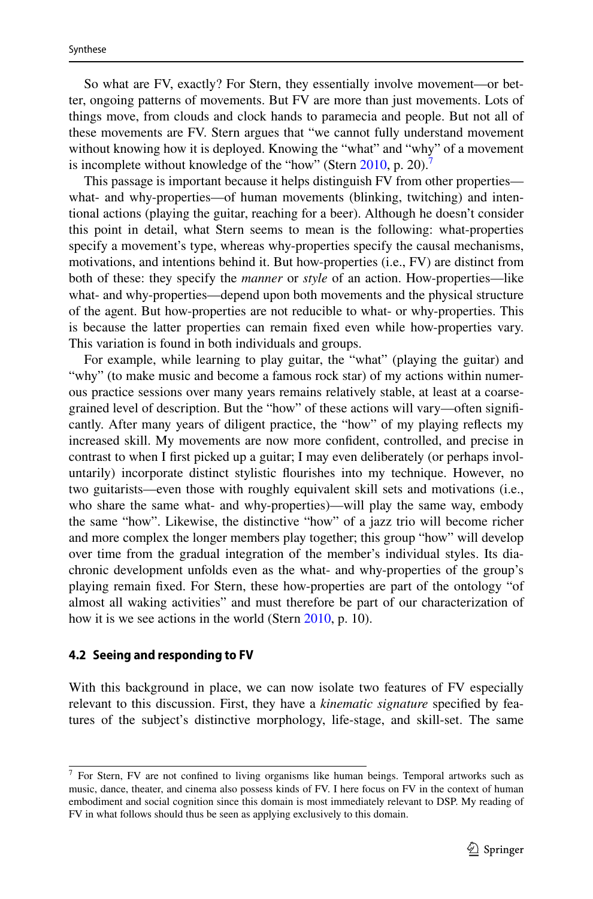So what are FV, exactly? For Stern, they essentially involve movement—or better, ongoing patterns of movements. But FV are more than just movements. Lots of things move, from clouds and clock hands to paramecia and people. But not all of these movements are FV. Stern argues that "we cannot fully understand movement without knowing how it is deployed. Knowing the "what" and "why" of a movement is incomplete without knowledge of the "how" (Stern 2010, p. 20).[7]

This passage is important because it helps distinguish FV from other properties—what- and why-properties—of human movements (blinking, twitching) and intentional actions (playing the guitar, reaching for a beer). Although he doesn't consider this point in detail, what Stern seems to mean is the following: what-properties specify a movement's type, whereas why-properties specify the causal mechanisms, motivations, and intentions behind it. But how-properties (i.e., FV) are distinct from both of these: they specify the *manner* or *style* of an action. How-properties—like what- and why-properties—depend upon both movements and the physical structure of the agent. But how-properties are not reducible to what- or why-properties. This is because the latter properties can remain fixed even while how-properties vary. This variation is found in both individuals and groups.

For example, while learning to play guitar, the "what" (playing the guitar) and "why" (to make music and become a famous rock star) of my actions within numerous practice sessions over many years remains relatively stable, at least at a coarse-grained level of description. But the "how" of these actions will vary—often significantly. After many years of diligent practice, the "how" of my playing reflects my increased skill. My movements are now more confident, controlled, and precise in contrast to when I first picked up a guitar; I may even deliberately (or perhaps involuntarily) incorporate distinct stylistic flourishes into my technique. However, no two guitarists—even those with roughly equivalent skill sets and motivations (i.e., who share the same what- and why-properties)—will play the same way, embody the same "how". Likewise, the distinctive "how" of a jazz trio will become richer and more complex the longer members play together; this group "how" will develop over time from the gradual integration of the member's individual styles. Its diachronic development unfolds even as the what- and why-properties of the group's playing remain fixed. For Stern, these how-properties are part of the ontology "of almost all waking activities" and must therefore be part of our characterization of how it is we see actions in the world (Stern 2010, p. 10).

### 4.2 Seeing and responding to FV

With this background in place, we can now isolate two features of FV especially relevant to this discussion. First, they have a *kinematic signature* specified by features of the subject's distinctive morphology, life-stage, and skill-set. The same

[7] For Stern, FV are not confined to living organisms like human beings. Temporal artworks such as music, dance, theater, and cinema also possess kinds of FV. I here focus on FV in the context of human embodiment and social cognition since this domain is most immediately relevant to DSP. My reading of FV in what follows should thus be seen as applying exclusively to this domain.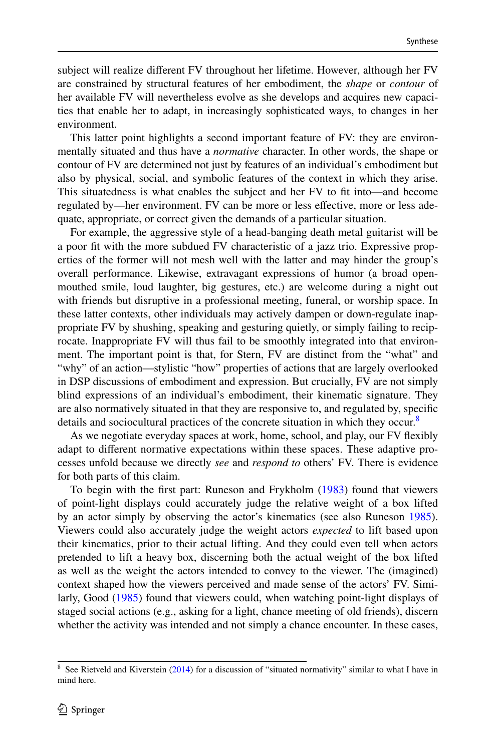subject will realize different FV throughout her lifetime. However, although her FV are constrained by structural features of her embodiment, the *shape* or *contour* of her available FV will nevertheless evolve as she develops and acquires new capacities that enable her to adapt, in increasingly sophisticated ways, to changes in her environment.

This latter point highlights a second important feature of FV: they are environmentally situated and thus have a *normative* character. In other words, the shape or contour of FV are determined not just by features of an individual's embodiment but also by physical, social, and symbolic features of the context in which they arise. This situatedness is what enables the subject and her FV to fit into—and become regulated by—her environment. FV can be more or less effective, more or less adequate, appropriate, or correct given the demands of a particular situation.

For example, the aggressive style of a head-banging death metal guitarist will be a poor fit with the more subdued FV characteristic of a jazz trio. Expressive properties of the former will not mesh well with the latter and may hinder the group's overall performance. Likewise, extravagant expressions of humor (a broad open-mouthed smile, loud laughter, big gestures, etc.) are welcome during a night out with friends but disruptive in a professional meeting, funeral, or worship space. In these latter contexts, other individuals may actively dampen or down-regulate inappropriate FV by shushing, speaking and gesturing quietly, or simply failing to reciprocate. Inappropriate FV will thus fail to be smoothly integrated into that environment. The important point is that, for Stern, FV are distinct from the "what" and "why" of an action—stylistic "how" properties of actions that are largely overlooked in DSP discussions of embodiment and expression. But crucially, FV are not simply blind expressions of an individual's embodiment, their kinematic signature. They are also normatively situated in that they are responsive to, and regulated by, specific details and sociocultural practices of the concrete situation in which they occur.[8]

As we negotiate everyday spaces at work, home, school, and play, our FV flexibly adapt to different normative expectations within these spaces. These adaptive processes unfold because we directly *see* and *respond to* others' FV. There is evidence for both parts of this claim.

To begin with the first part: Runeson and Frykholm (1983) found that viewers of point-light displays could accurately judge the relative weight of a box lifted by an actor simply by observing the actor's kinematics (see also Runeson 1985). Viewers could also accurately judge the weight actors *expected* to lift based upon their kinematics, prior to their actual lifting. And they could even tell when actors pretended to lift a heavy box, discerning both the actual weight of the box lifted as well as the weight the actors intended to convey to the viewer. The (imagined) context shaped how the viewers perceived and made sense of the actors' FV. Similarly, Good (1985) found that viewers could, when watching point-light displays of staged social actions (e.g., asking for a light, chance meeting of old friends), discern whether the activity was intended and not simply a chance encounter. In these cases,

---

[8] See Rietveld and Kiverstein (2014) for a discussion of "situated normativity" similar to what I have in mind here.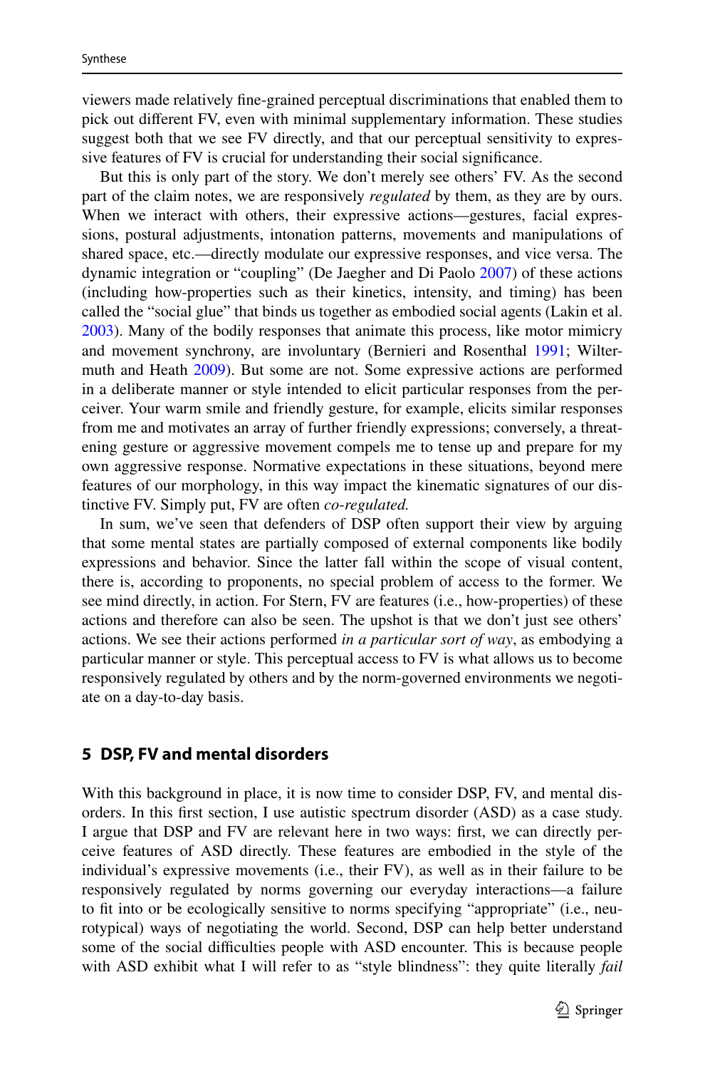viewers made relatively fine-grained perceptual discriminations that enabled them to pick out different FV, even with minimal supplementary information. These studies suggest both that we see FV directly, and that our perceptual sensitivity to expressive features of FV is crucial for understanding their social significance.

But this is only part of the story. We don't merely see others' FV. As the second part of the claim notes, we are responsively *regulated* by them, as they are by ours. When we interact with others, their expressive actions—gestures, facial expressions, postural adjustments, intonation patterns, movements and manipulations of shared space, etc.—directly modulate our expressive responses, and vice versa. The dynamic integration or "coupling" (De Jaegher and Di Paolo 2007) of these actions (including how-properties such as their kinetics, intensity, and timing) has been called the "social glue" that binds us together as embodied social agents (Lakin et al. 2003). Many of the bodily responses that animate this process, like motor mimicry and movement synchrony, are involuntary (Bernieri and Rosenthal 1991; Wiltermuth and Heath 2009). But some are not. Some expressive actions are performed in a deliberate manner or style intended to elicit particular responses from the perceiver. Your warm smile and friendly gesture, for example, elicits similar responses from me and motivates an array of further friendly expressions; conversely, a threatening gesture or aggressive movement compels me to tense up and prepare for my own aggressive response. Normative expectations in these situations, beyond mere features of our morphology, in this way impact the kinematic signatures of our distinctive FV. Simply put, FV are often *co-regulated.*

In sum, we've seen that defenders of DSP often support their view by arguing that some mental states are partially composed of external components like bodily expressions and behavior. Since the latter fall within the scope of visual content, there is, according to proponents, no special problem of access to the former. We see mind directly, in action. For Stern, FV are features (i.e., how-properties) of these actions and therefore can also be seen. The upshot is that we don't just see others' actions. We see their actions performed *in a particular sort of way*, as embodying a particular manner or style. This perceptual access to FV is what allows us to become responsively regulated by others and by the norm-governed environments we negotiate on a day-to-day basis.

## 5 DSP, FV and mental disorders

With this background in place, it is now time to consider DSP, FV, and mental disorders. In this first section, I use autistic spectrum disorder (ASD) as a case study. I argue that DSP and FV are relevant here in two ways: first, we can directly perceive features of ASD directly. These features are embodied in the style of the individual's expressive movements (i.e., their FV), as well as in their failure to be responsively regulated by norms governing our everyday interactions—a failure to fit into or be ecologically sensitive to norms specifying "appropriate" (i.e., neurotypical) ways of negotiating the world. Second, DSP can help better understand some of the social difficulties people with ASD encounter. This is because people with ASD exhibit what I will refer to as "style blindness": they quite literally *fail*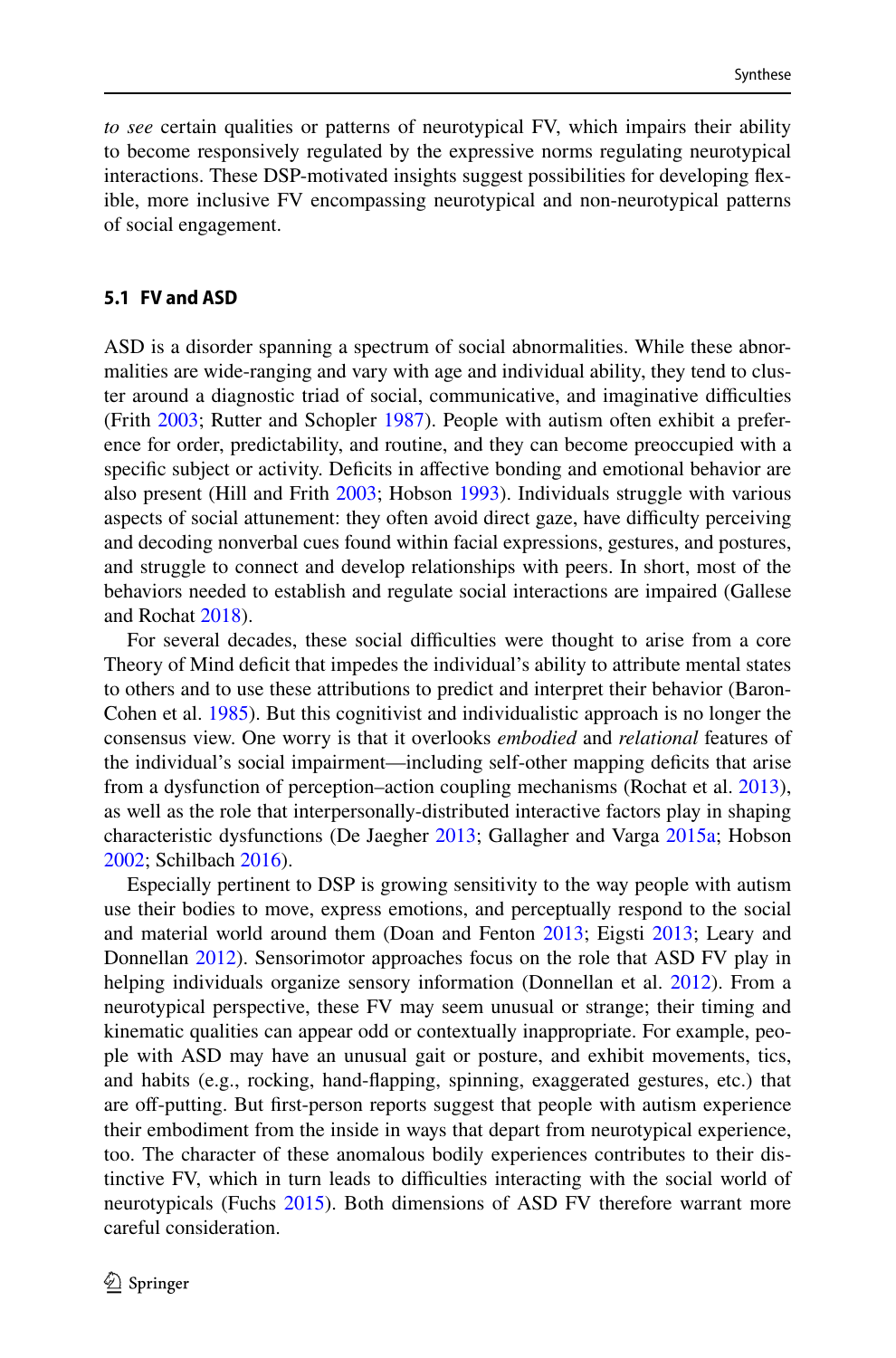*to see* certain qualities or patterns of neurotypical FV, which impairs their ability to become responsively regulated by the expressive norms regulating neurotypical interactions. These DSP-motivated insights suggest possibilities for developing flexible, more inclusive FV encompassing neurotypical and non-neurotypical patterns of social engagement.

### 5.1 FV and ASD

ASD is a disorder spanning a spectrum of social abnormalities. While these abnormalities are wide-ranging and vary with age and individual ability, they tend to cluster around a diagnostic triad of social, communicative, and imaginative difficulties (Frith 2003; Rutter and Schopler 1987). People with autism often exhibit a preference for order, predictability, and routine, and they can become preoccupied with a specific subject or activity. Deficits in affective bonding and emotional behavior are also present (Hill and Frith 2003; Hobson 1993). Individuals struggle with various aspects of social attunement: they often avoid direct gaze, have difficulty perceiving and decoding nonverbal cues found within facial expressions, gestures, and postures, and struggle to connect and develop relationships with peers. In short, most of the behaviors needed to establish and regulate social interactions are impaired (Gallese and Rochat 2018).

For several decades, these social difficulties were thought to arise from a core Theory of Mind deficit that impedes the individual's ability to attribute mental states to others and to use these attributions to predict and interpret their behavior (Baron-Cohen et al. 1985). But this cognitivist and individualistic approach is no longer the consensus view. One worry is that it overlooks *embodied* and *relational* features of the individual's social impairment—including self-other mapping deficits that arise from a dysfunction of perception–action coupling mechanisms (Rochat et al. 2013), as well as the role that interpersonally-distributed interactive factors play in shaping characteristic dysfunctions (De Jaegher 2013; Gallagher and Varga 2015a; Hobson 2002; Schilbach 2016).

Especially pertinent to DSP is growing sensitivity to the way people with autism use their bodies to move, express emotions, and perceptually respond to the social and material world around them (Doan and Fenton 2013; Eigsti 2013; Leary and Donnellan 2012). Sensorimotor approaches focus on the role that ASD FV play in helping individuals organize sensory information (Donnellan et al. 2012). From a neurotypical perspective, these FV may seem unusual or strange; their timing and kinematic qualities can appear odd or contextually inappropriate. For example, people with ASD may have an unusual gait or posture, and exhibit movements, tics, and habits (e.g., rocking, hand-flapping, spinning, exaggerated gestures, etc.) that are off-putting. But first-person reports suggest that people with autism experience their embodiment from the inside in ways that depart from neurotypical experience, too. The character of these anomalous bodily experiences contributes to their distinctive FV, which in turn leads to difficulties interacting with the social world of neurotypicals (Fuchs 2015). Both dimensions of ASD FV therefore warrant more careful consideration.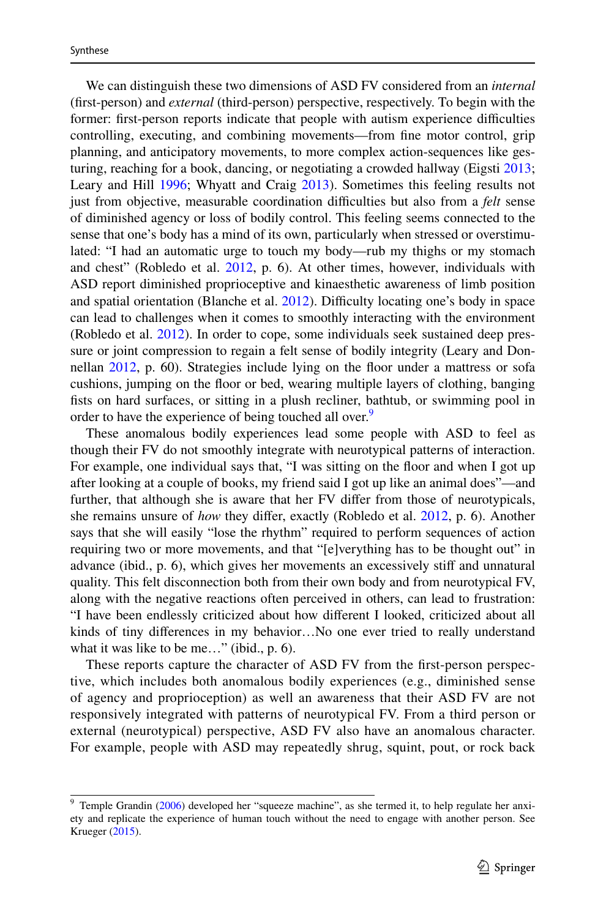We can distinguish these two dimensions of ASD FV considered from an *internal* (first-person) and *external* (third-person) perspective, respectively. To begin with the former: first-person reports indicate that people with autism experience difficulties controlling, executing, and combining movements—from fine motor control, grip planning, and anticipatory movements, to more complex action-sequences like gesturing, reaching for a book, dancing, or negotiating a crowded hallway (Eigsti 2013; Leary and Hill 1996; Whyatt and Craig 2013). Sometimes this feeling results not just from objective, measurable coordination difficulties but also from a *felt* sense of diminished agency or loss of bodily control. This feeling seems connected to the sense that one's body has a mind of its own, particularly when stressed or overstimulated: "I had an automatic urge to touch my body—rub my thighs or my stomach and chest" (Robledo et al. 2012, p. 6). At other times, however, individuals with ASD report diminished proprioceptive and kinaesthetic awareness of limb position and spatial orientation (Blanche et al. 2012). Difficulty locating one's body in space can lead to challenges when it comes to smoothly interacting with the environment (Robledo et al. 2012). In order to cope, some individuals seek sustained deep pressure or joint compression to regain a felt sense of bodily integrity (Leary and Donnellan 2012, p. 60). Strategies include lying on the floor under a mattress or sofa cushions, jumping on the floor or bed, wearing multiple layers of clothing, banging fists on hard surfaces, or sitting in a plush recliner, bathtub, or swimming pool in order to have the experience of being touched all over.[9]

These anomalous bodily experiences lead some people with ASD to feel as though their FV do not smoothly integrate with neurotypical patterns of interaction. For example, one individual says that, "I was sitting on the floor and when I got up after looking at a couple of books, my friend said I got up like an animal does"—and further, that although she is aware that her FV differ from those of neurotypicals, she remains unsure of *how* they differ, exactly (Robledo et al. 2012, p. 6). Another says that she will easily "lose the rhythm" required to perform sequences of action requiring two or more movements, and that "[e]verything has to be thought out" in advance (ibid., p. 6), which gives her movements an excessively stiff and unnatural quality. This felt disconnection both from their own body and from neurotypical FV, along with the negative reactions often perceived in others, can lead to frustration: "I have been endlessly criticized about how different I looked, criticized about all kinds of tiny differences in my behavior…No one ever tried to really understand what it was like to be me…" (ibid., p. 6).

These reports capture the character of ASD FV from the first-person perspective, which includes both anomalous bodily experiences (e.g., diminished sense of agency and proprioception) as well an awareness that their ASD FV are not responsively integrated with patterns of neurotypical FV. From a third person or external (neurotypical) perspective, ASD FV also have an anomalous character. For example, people with ASD may repeatedly shrug, squint, pout, or rock back

[9] Temple Grandin (2006) developed her "squeeze machine", as she termed it, to help regulate her anxiety and replicate the experience of human touch without the need to engage with another person. See Krueger (2015).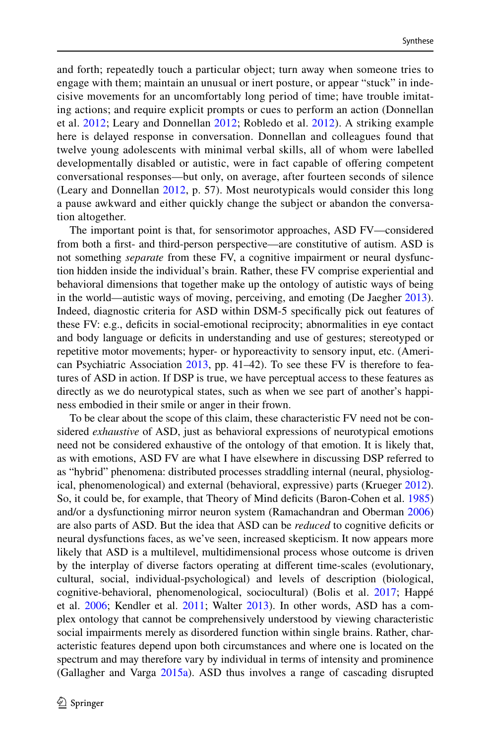and forth; repeatedly touch a particular object; turn away when someone tries to engage with them; maintain an unusual or inert posture, or appear "stuck" in indecisive movements for an uncomfortably long period of time; have trouble imitating actions; and require explicit prompts or cues to perform an action (Donnellan et al. 2012; Leary and Donnellan 2012; Robledo et al. 2012). A striking example here is delayed response in conversation. Donnellan and colleagues found that twelve young adolescents with minimal verbal skills, all of whom were labelled developmentally disabled or autistic, were in fact capable of offering competent conversational responses—but only, on average, after fourteen seconds of silence (Leary and Donnellan 2012, p. 57). Most neurotypicals would consider this long a pause awkward and either quickly change the subject or abandon the conversation altogether.

The important point is that, for sensorimotor approaches, ASD FV—considered from both a first- and third-person perspective—are constitutive of autism. ASD is not something *separate* from these FV, a cognitive impairment or neural dysfunction hidden inside the individual's brain. Rather, these FV comprise experiential and behavioral dimensions that together make up the ontology of autistic ways of being in the world—autistic ways of moving, perceiving, and emoting (De Jaegher 2013). Indeed, diagnostic criteria for ASD within DSM-5 specifically pick out features of these FV: e.g., deficits in social-emotional reciprocity; abnormalities in eye contact and body language or deficits in understanding and use of gestures; stereotyped or repetitive motor movements; hyper- or hyporeactivity to sensory input, etc. (American Psychiatric Association 2013, pp. 41–42). To see these FV is therefore to features of ASD in action. If DSP is true, we have perceptual access to these features as directly as we do neurotypical states, such as when we see part of another's happiness embodied in their smile or anger in their frown.

To be clear about the scope of this claim, these characteristic FV need not be considered *exhaustive* of ASD, just as behavioral expressions of neurotypical emotions need not be considered exhaustive of the ontology of that emotion. It is likely that, as with emotions, ASD FV are what I have elsewhere in discussing DSP referred to as "hybrid" phenomena: distributed processes straddling internal (neural, physiological, phenomenological) and external (behavioral, expressive) parts (Krueger 2012). So, it could be, for example, that Theory of Mind deficits (Baron-Cohen et al. 1985) and/or a dysfunctioning mirror neuron system (Ramachandran and Oberman 2006) are also parts of ASD. But the idea that ASD can be *reduced* to cognitive deficits or neural dysfunctions faces, as we've seen, increased skepticism. It now appears more likely that ASD is a multilevel, multidimensional process whose outcome is driven by the interplay of diverse factors operating at different time-scales (evolutionary, cultural, social, individual-psychological) and levels of description (biological, cognitive-behavioral, phenomenological, sociocultural) (Bolis et al. 2017; Happé et al. 2006; Kendler et al. 2011; Walter 2013). In other words, ASD has a complex ontology that cannot be comprehensively understood by viewing characteristic social impairments merely as disordered function within single brains. Rather, characteristic features depend upon both circumstances and where one is located on the spectrum and may therefore vary by individual in terms of intensity and prominence (Gallagher and Varga 2015a). ASD thus involves a range of cascading disrupted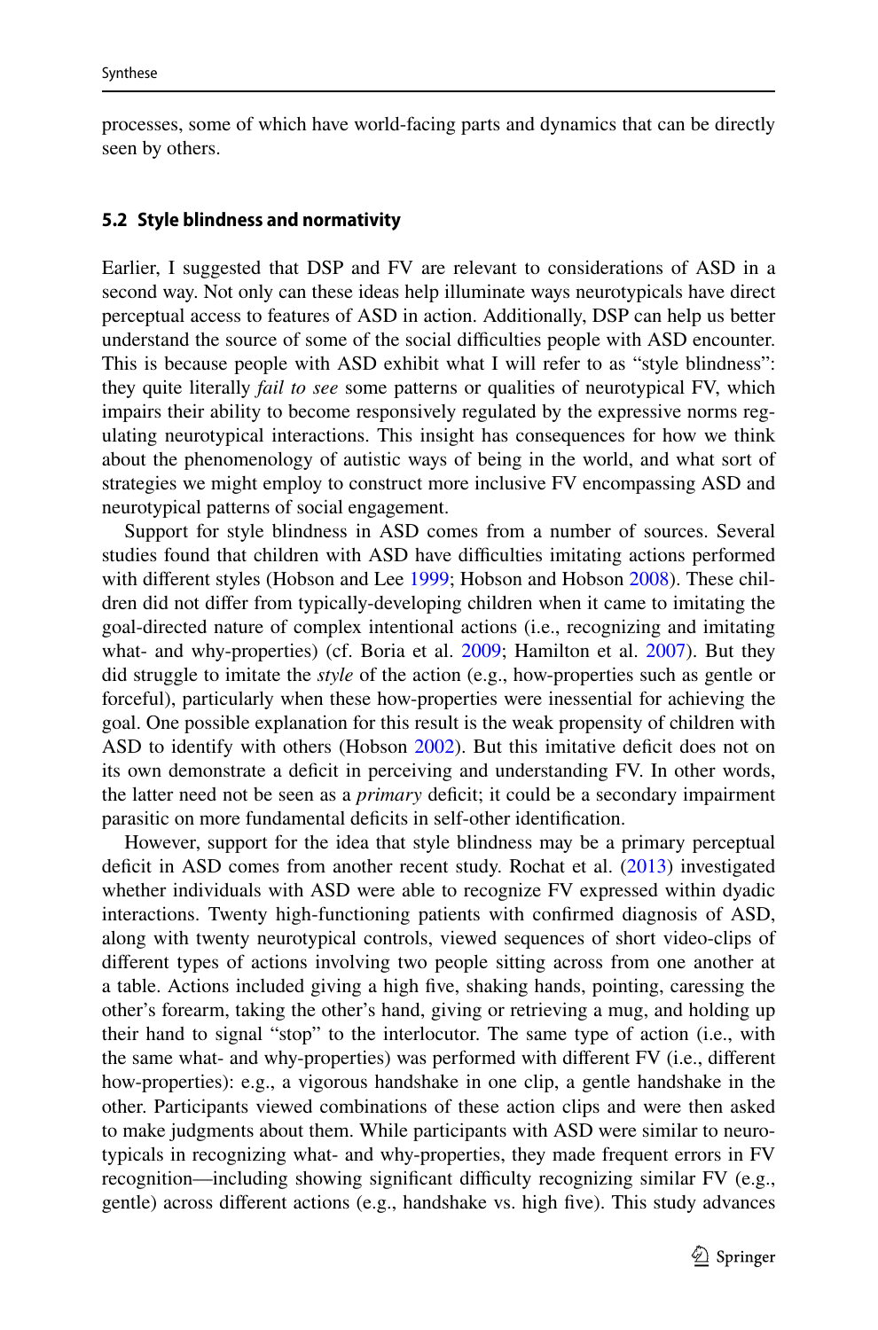processes, some of which have world-facing parts and dynamics that can be directly seen by others.

### 5.2 Style blindness and normativity

Earlier, I suggested that DSP and FV are relevant to considerations of ASD in a second way. Not only can these ideas help illuminate ways neurotypicals have direct perceptual access to features of ASD in action. Additionally, DSP can help us better understand the source of some of the social difficulties people with ASD encounter. This is because people with ASD exhibit what I will refer to as "style blindness": they quite literally *fail to see* some patterns or qualities of neurotypical FV, which impairs their ability to become responsively regulated by the expressive norms regulating neurotypical interactions. This insight has consequences for how we think about the phenomenology of autistic ways of being in the world, and what sort of strategies we might employ to construct more inclusive FV encompassing ASD and neurotypical patterns of social engagement.

Support for style blindness in ASD comes from a number of sources. Several studies found that children with ASD have difficulties imitating actions performed with different styles (Hobson and Lee 1999; Hobson and Hobson 2008). These children did not differ from typically-developing children when it came to imitating the goal-directed nature of complex intentional actions (i.e., recognizing and imitating what- and why-properties) (cf. Boria et al. 2009; Hamilton et al. 2007). But they did struggle to imitate the *style* of the action (e.g., how-properties such as gentle or forceful), particularly when these how-properties were inessential for achieving the goal. One possible explanation for this result is the weak propensity of children with ASD to identify with others (Hobson 2002). But this imitative deficit does not on its own demonstrate a deficit in perceiving and understanding FV. In other words, the latter need not be seen as a *primary* deficit; it could be a secondary impairment parasitic on more fundamental deficits in self-other identification.

However, support for the idea that style blindness may be a primary perceptual deficit in ASD comes from another recent study. Rochat et al. (2013) investigated whether individuals with ASD were able to recognize FV expressed within dyadic interactions. Twenty high-functioning patients with confirmed diagnosis of ASD, along with twenty neurotypical controls, viewed sequences of short video-clips of different types of actions involving two people sitting across from one another at a table. Actions included giving a high five, shaking hands, pointing, caressing the other's forearm, taking the other's hand, giving or retrieving a mug, and holding up their hand to signal "stop" to the interlocutor. The same type of action (i.e., with the same what- and why-properties) was performed with different FV (i.e., different how-properties): e.g., a vigorous handshake in one clip, a gentle handshake in the other. Participants viewed combinations of these action clips and were then asked to make judgments about them. While participants with ASD were similar to neurotypicals in recognizing what- and why-properties, they made frequent errors in FV recognition—including showing significant difficulty recognizing similar FV (e.g., gentle) across different actions (e.g., handshake vs. high five). This study advances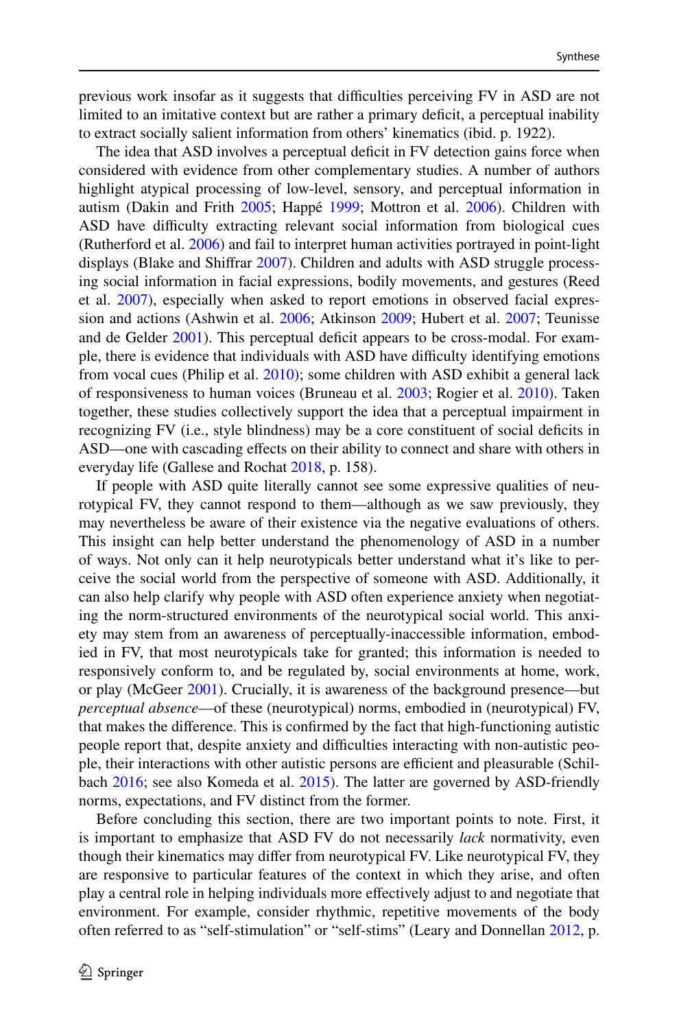previous work insofar as it suggests that difficulties perceiving FV in ASD are not limited to an imitative context but are rather a primary deficit, a perceptual inability to extract socially salient information from others' kinematics (ibid. p. 1922).

The idea that ASD involves a perceptual deficit in FV detection gains force when considered with evidence from other complementary studies. A number of authors highlight atypical processing of low-level, sensory, and perceptual information in autism (Dakin and Frith 2005; Happé 1999; Mottron et al. 2006). Children with ASD have difficulty extracting relevant social information from biological cues (Rutherford et al. 2006) and fail to interpret human activities portrayed in point-light displays (Blake and Shiffrar 2007). Children and adults with ASD struggle processing social information in facial expressions, bodily movements, and gestures (Reed et al. 2007), especially when asked to report emotions in observed facial expression and actions (Ashwin et al. 2006; Atkinson 2009; Hubert et al. 2007; Teunisse and de Gelder 2001). This perceptual deficit appears to be cross-modal. For example, there is evidence that individuals with ASD have difficulty identifying emotions from vocal cues (Philip et al. 2010); some children with ASD exhibit a general lack of responsiveness to human voices (Bruneau et al. 2003; Rogier et al. 2010). Taken together, these studies collectively support the idea that a perceptual impairment in recognizing FV (i.e., style blindness) may be a core constituent of social deficits in ASD—one with cascading effects on their ability to connect and share with others in everyday life (Gallese and Rochat 2018, p. 158).

If people with ASD quite literally cannot see some expressive qualities of neurotypical FV, they cannot respond to them—although as we saw previously, they may nevertheless be aware of their existence via the negative evaluations of others. This insight can help better understand the phenomenology of ASD in a number of ways. Not only can it help neurotypicals better understand what it's like to perceive the social world from the perspective of someone with ASD. Additionally, it can also help clarify why people with ASD often experience anxiety when negotiating the norm-structured environments of the neurotypical social world. This anxiety may stem from an awareness of perceptually-inaccessible information, embodied in FV, that most neurotypicals take for granted; this information is needed to responsively conform to, and be regulated by, social environments at home, work, or play (McGeer 2001). Crucially, it is awareness of the background presence—but *perceptual absence*—of these (neurotypical) norms, embodied in (neurotypical) FV, that makes the difference. This is confirmed by the fact that high-functioning autistic people report that, despite anxiety and difficulties interacting with non-autistic people, their interactions with other autistic persons are efficient and pleasurable (Schilbach 2016; see also Komeda et al. 2015). The latter are governed by ASD-friendly norms, expectations, and FV distinct from the former.

Before concluding this section, there are two important points to note. First, it is important to emphasize that ASD FV do not necessarily *lack* normativity, even though their kinematics may differ from neurotypical FV. Like neurotypical FV, they are responsive to particular features of the context in which they arise, and often play a central role in helping individuals more effectively adjust to and negotiate that environment. For example, consider rhythmic, repetitive movements of the body often referred to as "self-stimulation" or "self-stims" (Leary and Donnellan 2012, p.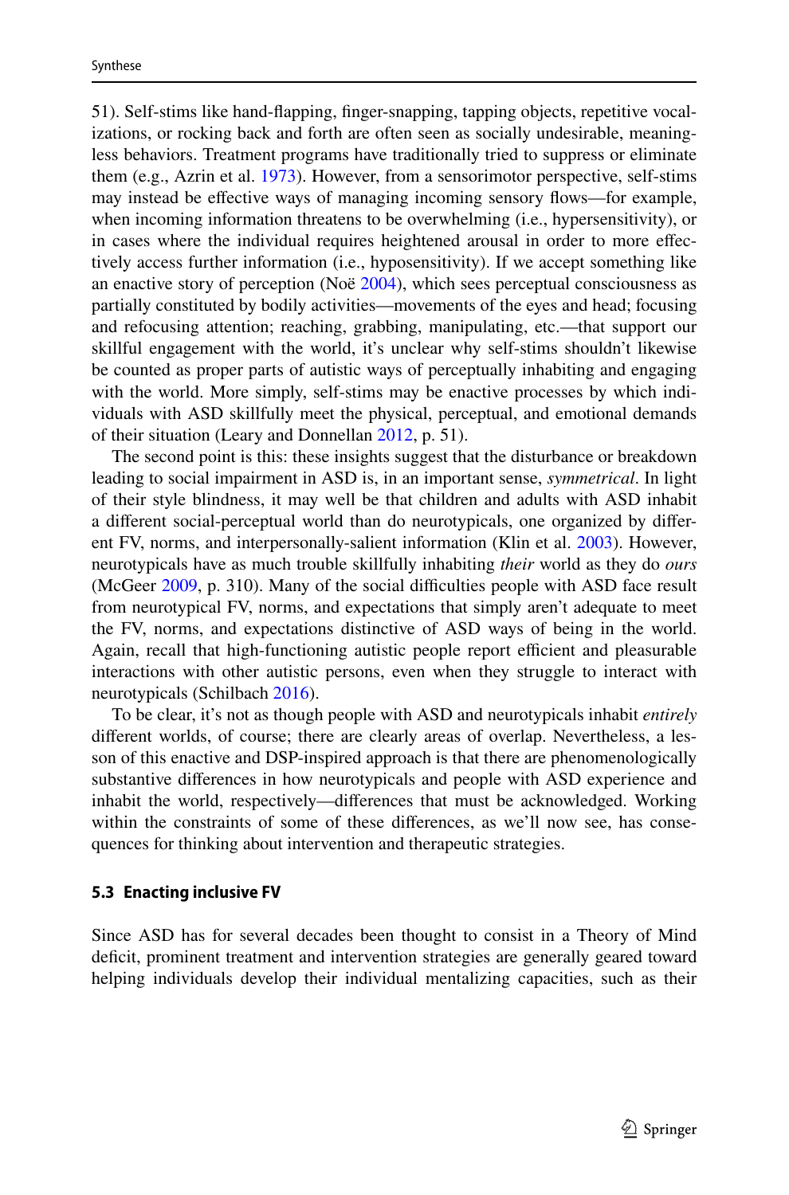51). Self-stims like hand-flapping, finger-snapping, tapping objects, repetitive vocalizations, or rocking back and forth are often seen as socially undesirable, meaningless behaviors. Treatment programs have traditionally tried to suppress or eliminate them (e.g., Azrin et al. 1973). However, from a sensorimotor perspective, self-stims may instead be effective ways of managing incoming sensory flows—for example, when incoming information threatens to be overwhelming (i.e., hypersensitivity), or in cases where the individual requires heightened arousal in order to more effectively access further information (i.e., hyposensitivity). If we accept something like an enactive story of perception (Noë 2004), which sees perceptual consciousness as partially constituted by bodily activities—movements of the eyes and head; focusing and refocusing attention; reaching, grabbing, manipulating, etc.—that support our skillful engagement with the world, it's unclear why self-stims shouldn't likewise be counted as proper parts of autistic ways of perceptually inhabiting and engaging with the world. More simply, self-stims may be enactive processes by which individuals with ASD skillfully meet the physical, perceptual, and emotional demands of their situation (Leary and Donnellan 2012, p. 51).

The second point is this: these insights suggest that the disturbance or breakdown leading to social impairment in ASD is, in an important sense, *symmetrical*. In light of their style blindness, it may well be that children and adults with ASD inhabit a different social-perceptual world than do neurotypicals, one organized by different FV, norms, and interpersonally-salient information (Klin et al. 2003). However, neurotypicals have as much trouble skillfully inhabiting *their* world as they do *ours* (McGeer 2009, p. 310). Many of the social difficulties people with ASD face result from neurotypical FV, norms, and expectations that simply aren't adequate to meet the FV, norms, and expectations distinctive of ASD ways of being in the world. Again, recall that high-functioning autistic people report efficient and pleasurable interactions with other autistic persons, even when they struggle to interact with neurotypicals (Schilbach 2016).

To be clear, it's not as though people with ASD and neurotypicals inhabit *entirely* different worlds, of course; there are clearly areas of overlap. Nevertheless, a lesson of this enactive and DSP-inspired approach is that there are phenomenologically substantive differences in how neurotypicals and people with ASD experience and inhabit the world, respectively—differences that must be acknowledged. Working within the constraints of some of these differences, as we'll now see, has consequences for thinking about intervention and therapeutic strategies.

### 5.3 Enacting inclusive FV

Since ASD has for several decades been thought to consist in a Theory of Mind deficit, prominent treatment and intervention strategies are generally geared toward helping individuals develop their individual mentalizing capacities, such as their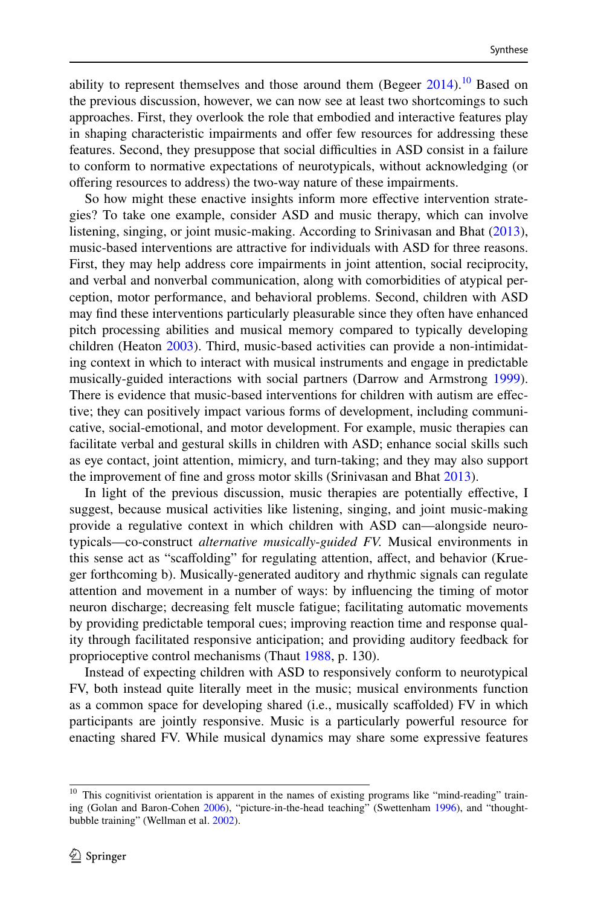ability to represent themselves and those around them (Begeer 2014).[10] Based on the previous discussion, however, we can now see at least two shortcomings to such approaches. First, they overlook the role that embodied and interactive features play in shaping characteristic impairments and offer few resources for addressing these features. Second, they presuppose that social difficulties in ASD consist in a failure to conform to normative expectations of neurotypicals, without acknowledging (or offering resources to address) the two-way nature of these impairments.

So how might these enactive insights inform more effective intervention strategies? To take one example, consider ASD and music therapy, which can involve listening, singing, or joint music-making. According to Srinivasan and Bhat (2013), music-based interventions are attractive for individuals with ASD for three reasons. First, they may help address core impairments in joint attention, social reciprocity, and verbal and nonverbal communication, along with comorbidities of atypical perception, motor performance, and behavioral problems. Second, children with ASD may find these interventions particularly pleasurable since they often have enhanced pitch processing abilities and musical memory compared to typically developing children (Heaton 2003). Third, music-based activities can provide a non-intimidating context in which to interact with musical instruments and engage in predictable musically-guided interactions with social partners (Darrow and Armstrong 1999). There is evidence that music-based interventions for children with autism are effective; they can positively impact various forms of development, including communicative, social-emotional, and motor development. For example, music therapies can facilitate verbal and gestural skills in children with ASD; enhance social skills such as eye contact, joint attention, mimicry, and turn-taking; and they may also support the improvement of fine and gross motor skills (Srinivasan and Bhat 2013).

In light of the previous discussion, music therapies are potentially effective, I suggest, because musical activities like listening, singing, and joint music-making provide a regulative context in which children with ASD can—alongside neurotypicals—co-construct *alternative musically-guided FV.* Musical environments in this sense act as "scaffolding" for regulating attention, affect, and behavior (Krueger forthcoming b). Musically-generated auditory and rhythmic signals can regulate attention and movement in a number of ways: by influencing the timing of motor neuron discharge; decreasing felt muscle fatigue; facilitating automatic movements by providing predictable temporal cues; improving reaction time and response quality through facilitated responsive anticipation; and providing auditory feedback for proprioceptive control mechanisms (Thaut 1988, p. 130).

Instead of expecting children with ASD to responsively conform to neurotypical FV, both instead quite literally meet in the music; musical environments function as a common space for developing shared (i.e., musically scaffolded) FV in which participants are jointly responsive. Music is a particularly powerful resource for enacting shared FV. While musical dynamics may share some expressive features

---

[10] This cognitivist orientation is apparent in the names of existing programs like "mind-reading" training (Golan and Baron-Cohen 2006), "picture-in-the-head teaching" (Swettenham 1996), and "thought-bubble training" (Wellman et al. 2002).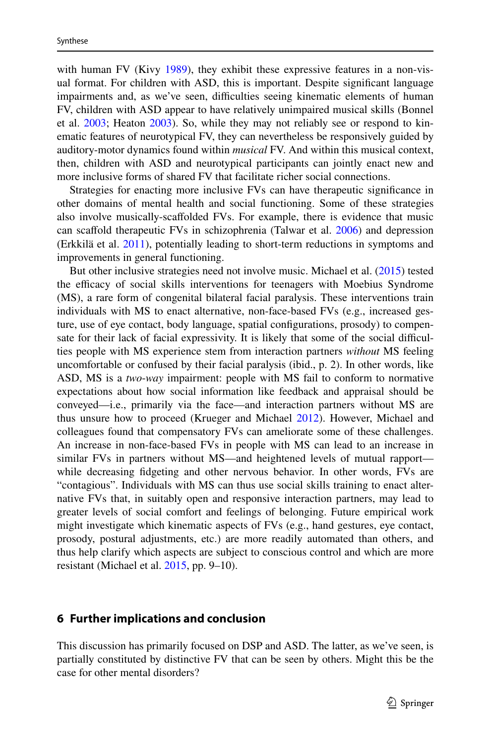with human FV (Kivy 1989), they exhibit these expressive features in a non-visual format. For children with ASD, this is important. Despite significant language impairments and, as we've seen, difficulties seeing kinematic elements of human FV, children with ASD appear to have relatively unimpaired musical skills (Bonnel et al. 2003; Heaton 2003). So, while they may not reliably see or respond to kinematic features of neurotypical FV, they can nevertheless be responsively guided by auditory-motor dynamics found within *musical* FV. And within this musical context, then, children with ASD and neurotypical participants can jointly enact new and more inclusive forms of shared FV that facilitate richer social connections.

Strategies for enacting more inclusive FVs can have therapeutic significance in other domains of mental health and social functioning. Some of these strategies also involve musically-scaffolded FVs. For example, there is evidence that music can scaffold therapeutic FVs in schizophrenia (Talwar et al. 2006) and depression (Erkkilä et al. 2011), potentially leading to short-term reductions in symptoms and improvements in general functioning.

But other inclusive strategies need not involve music. Michael et al. (2015) tested the efficacy of social skills interventions for teenagers with Moebius Syndrome (MS), a rare form of congenital bilateral facial paralysis. These interventions train individuals with MS to enact alternative, non-face-based FVs (e.g., increased gesture, use of eye contact, body language, spatial configurations, prosody) to compensate for their lack of facial expressivity. It is likely that some of the social difficulties people with MS experience stem from interaction partners *without* MS feeling uncomfortable or confused by their facial paralysis (ibid., p. 2). In other words, like ASD, MS is a *two-way* impairment: people with MS fail to conform to normative expectations about how social information like feedback and appraisal should be conveyed—i.e., primarily via the face—and interaction partners without MS are thus unsure how to proceed (Krueger and Michael 2012). However, Michael and colleagues found that compensatory FVs can ameliorate some of these challenges. An increase in non-face-based FVs in people with MS can lead to an increase in similar FVs in partners without MS—and heightened levels of mutual rapport—while decreasing fidgeting and other nervous behavior. In other words, FVs are "contagious". Individuals with MS can thus use social skills training to enact alternative FVs that, in suitably open and responsive interaction partners, may lead to greater levels of social comfort and feelings of belonging. Future empirical work might investigate which kinematic aspects of FVs (e.g., hand gestures, eye contact, prosody, postural adjustments, etc.) are more readily automated than others, and thus help clarify which aspects are subject to conscious control and which are more resistant (Michael et al. 2015, pp. 9–10).

## 6 Further implications and conclusion

This discussion has primarily focused on DSP and ASD. The latter, as we've seen, is partially constituted by distinctive FV that can be seen by others. Might this be the case for other mental disorders?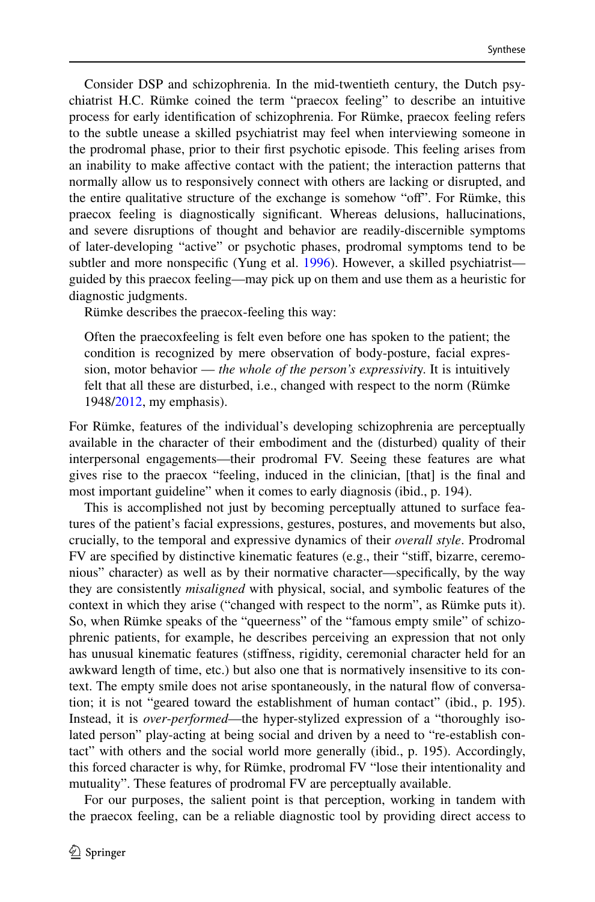Consider DSP and schizophrenia. In the mid-twentieth century, the Dutch psychiatrist H.C. Rümke coined the term "praecox feeling" to describe an intuitive process for early identification of schizophrenia. For Rümke, praecox feeling refers to the subtle unease a skilled psychiatrist may feel when interviewing someone in the prodromal phase, prior to their first psychotic episode. This feeling arises from an inability to make affective contact with the patient; the interaction patterns that normally allow us to responsively connect with others are lacking or disrupted, and the entire qualitative structure of the exchange is somehow "off". For Rümke, this praecox feeling is diagnostically significant. Whereas delusions, hallucinations, and severe disruptions of thought and behavior are readily-discernible symptoms of later-developing "active" or psychotic phases, prodromal symptoms tend to be subtler and more nonspecific (Yung et al. 1996). However, a skilled psychiatrist—guided by this praecox feeling—may pick up on them and use them as a heuristic for diagnostic judgments.

Rümke describes the praecox-feeling this way:

> Often the praecoxfeeling is felt even before one has spoken to the patient; the condition is recognized by mere observation of body-posture, facial expression, motor behavior — *the whole of the person's expressivit*y. It is intuitively felt that all these are disturbed, i.e., changed with respect to the norm (Rümke 1948/2012, my emphasis).

For Rümke, features of the individual's developing schizophrenia are perceptually available in the character of their embodiment and the (disturbed) quality of their interpersonal engagements—their prodromal FV. Seeing these features are what gives rise to the praecox "feeling, induced in the clinician, [that] is the final and most important guideline" when it comes to early diagnosis (ibid., p. 194).

This is accomplished not just by becoming perceptually attuned to surface features of the patient's facial expressions, gestures, postures, and movements but also, crucially, to the temporal and expressive dynamics of their *overall style*. Prodromal FV are specified by distinctive kinematic features (e.g., their "stiff, bizarre, ceremonious" character) as well as by their normative character—specifically, by the way they are consistently *misaligned* with physical, social, and symbolic features of the context in which they arise ("changed with respect to the norm", as Rümke puts it). So, when Rümke speaks of the "queerness" of the "famous empty smile" of schizophrenic patients, for example, he describes perceiving an expression that not only has unusual kinematic features (stiffness, rigidity, ceremonial character held for an awkward length of time, etc.) but also one that is normatively insensitive to its context. The empty smile does not arise spontaneously, in the natural flow of conversation; it is not "geared toward the establishment of human contact" (ibid., p. 195). Instead, it is *over-performed*—the hyper-stylized expression of a "thoroughly isolated person" play-acting at being social and driven by a need to "re-establish contact" with others and the social world more generally (ibid., p. 195). Accordingly, this forced character is why, for Rümke, prodromal FV "lose their intentionality and mutuality". These features of prodromal FV are perceptually available.

For our purposes, the salient point is that perception, working in tandem with the praecox feeling, can be a reliable diagnostic tool by providing direct access to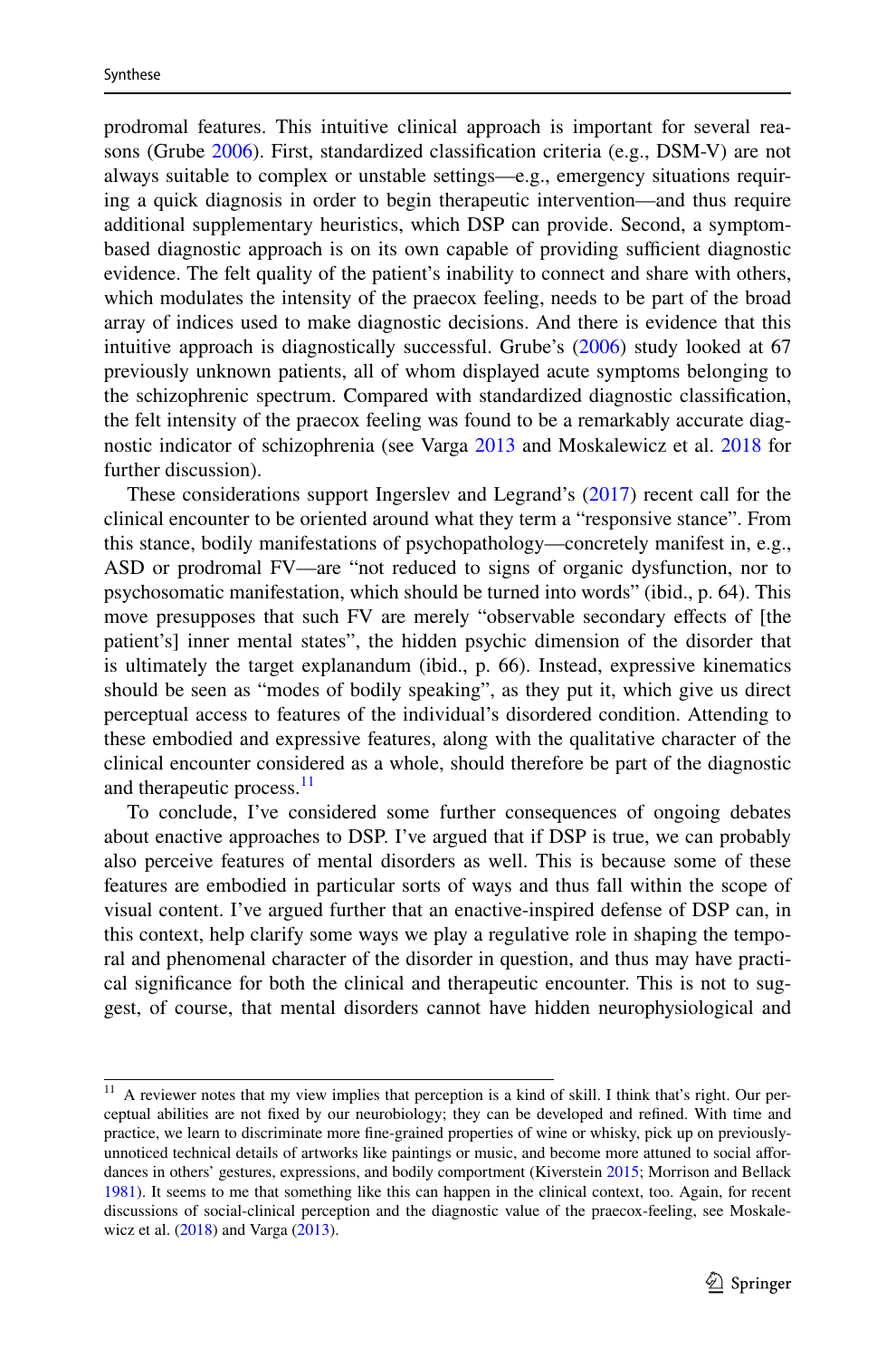prodromal features. This intuitive clinical approach is important for several reasons (Grube 2006). First, standardized classification criteria (e.g., DSM-V) are not always suitable to complex or unstable settings—e.g., emergency situations requiring a quick diagnosis in order to begin therapeutic intervention—and thus require additional supplementary heuristics, which DSP can provide. Second, a symptom-based diagnostic approach is on its own capable of providing sufficient diagnostic evidence. The felt quality of the patient's inability to connect and share with others, which modulates the intensity of the praecox feeling, needs to be part of the broad array of indices used to make diagnostic decisions. And there is evidence that this intuitive approach is diagnostically successful. Grube's (2006) study looked at 67 previously unknown patients, all of whom displayed acute symptoms belonging to the schizophrenic spectrum. Compared with standardized diagnostic classification, the felt intensity of the praecox feeling was found to be a remarkably accurate diagnostic indicator of schizophrenia (see Varga 2013 and Moskalewicz et al. 2018 for further discussion).

These considerations support Ingerslev and Legrand's (2017) recent call for the clinical encounter to be oriented around what they term a "responsive stance". From this stance, bodily manifestations of psychopathology—concretely manifest in, e.g., ASD or prodromal FV—are "not reduced to signs of organic dysfunction, nor to psychosomatic manifestation, which should be turned into words" (ibid., p. 64). This move presupposes that such FV are merely "observable secondary effects of [the patient's] inner mental states", the hidden psychic dimension of the disorder that is ultimately the target explanandum (ibid., p. 66). Instead, expressive kinematics should be seen as "modes of bodily speaking", as they put it, which give us direct perceptual access to features of the individual's disordered condition. Attending to these embodied and expressive features, along with the qualitative character of the clinical encounter considered as a whole, should therefore be part of the diagnostic and therapeutic process.[11]

To conclude, I've considered some further consequences of ongoing debates about enactive approaches to DSP. I've argued that if DSP is true, we can probably also perceive features of mental disorders as well. This is because some of these features are embodied in particular sorts of ways and thus fall within the scope of visual content. I've argued further that an enactive-inspired defense of DSP can, in this context, help clarify some ways we play a regulative role in shaping the temporal and phenomenal character of the disorder in question, and thus may have practical significance for both the clinical and therapeutic encounter. This is not to suggest, of course, that mental disorders cannot have hidden neurophysiological and

---

[11] A reviewer notes that my view implies that perception is a kind of skill. I think that's right. Our perceptual abilities are not fixed by our neurobiology; they can be developed and refined. With time and practice, we learn to discriminate more fine-grained properties of wine or whisky, pick up on previously-unnoticed technical details of artworks like paintings or music, and become more attuned to social affordances in others' gestures, expressions, and bodily comportment (Kiverstein 2015; Morrison and Bellack 1981). It seems to me that something like this can happen in the clinical context, too. Again, for recent discussions of social-clinical perception and the diagnostic value of the praecox-feeling, see Moskalewicz et al. (2018) and Varga (2013).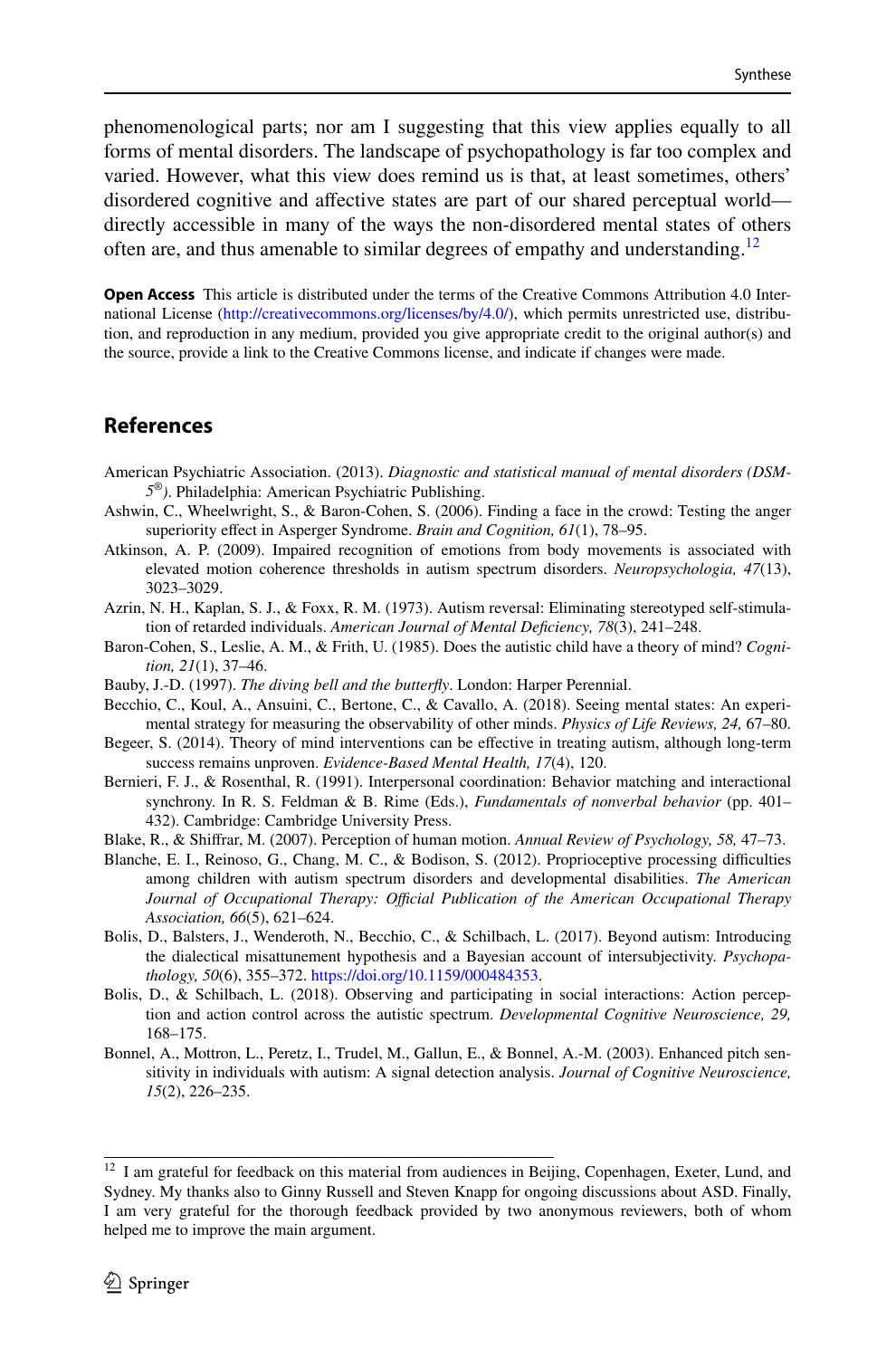phenomenological parts; nor am I suggesting that this view applies equally to all forms of mental disorders. The landscape of psychopathology is far too complex and varied. However, what this view does remind us is that, at least sometimes, others' disordered cognitive and affective states are part of our shared perceptual world—directly accessible in many of the ways the non-disordered mental states of others often are, and thus amenable to similar degrees of empathy and understanding.[12]

**Open Access** This article is distributed under the terms of the Creative Commons Attribution 4.0 International License (http://creativecommons.org/licenses/by/4.0/), which permits unrestricted use, distribution, and reproduction in any medium, provided you give appropriate credit to the original author(s) and the source, provide a link to the Creative Commons license, and indicate if changes were made.

## References

American Psychiatric Association. (2013). *Diagnostic and statistical manual of mental disorders (DSM-5®)*. Philadelphia: American Psychiatric Publishing.

Ashwin, C., Wheelwright, S., & Baron-Cohen, S. (2006). Finding a face in the crowd: Testing the anger superiority effect in Asperger Syndrome. *Brain and Cognition, 61*(1), 78–95.

Atkinson, A. P. (2009). Impaired recognition of emotions from body movements is associated with elevated motion coherence thresholds in autism spectrum disorders. *Neuropsychologia, 47*(13), 3023–3029.

Azrin, N. H., Kaplan, S. J., & Foxx, R. M. (1973). Autism reversal: Eliminating stereotyped self-stimulation of retarded individuals. *American Journal of Mental Deficiency, 78*(3), 241–248.

Baron-Cohen, S., Leslie, A. M., & Frith, U. (1985). Does the autistic child have a theory of mind? *Cognition, 21*(1), 37–46.

Bauby, J.-D. (1997). *The diving bell and the butterfly*. London: Harper Perennial.

Becchio, C., Koul, A., Ansuini, C., Bertone, C., & Cavallo, A. (2018). Seeing mental states: An experimental strategy for measuring the observability of other minds. *Physics of Life Reviews, 24,* 67–80.

Begeer, S. (2014). Theory of mind interventions can be effective in treating autism, although long-term success remains unproven. *Evidence-Based Mental Health, 17*(4), 120.

Bernieri, F. J., & Rosenthal, R. (1991). Interpersonal coordination: Behavior matching and interactional synchrony. In R. S. Feldman & B. Rime (Eds.), *Fundamentals of nonverbal behavior* (pp. 401–432). Cambridge: Cambridge University Press.

Blake, R., & Shiffrar, M. (2007). Perception of human motion. *Annual Review of Psychology, 58,* 47–73.

Blanche, E. I., Reinoso, G., Chang, M. C., & Bodison, S. (2012). Proprioceptive processing difficulties among children with autism spectrum disorders and developmental disabilities. *The American Journal of Occupational Therapy: Official Publication of the American Occupational Therapy Association, 66*(5), 621–624.

Bolis, D., Balsters, J., Wenderoth, N., Becchio, C., & Schilbach, L. (2017). Beyond autism: Introducing the dialectical misattunement hypothesis and a Bayesian account of intersubjectivity. *Psychopathology, 50*(6), 355–372. https://doi.org/10.1159/000484353.

Bolis, D., & Schilbach, L. (2018). Observing and participating in social interactions: Action perception and action control across the autistic spectrum. *Developmental Cognitive Neuroscience, 29,* 168–175.

Bonnel, A., Mottron, L., Peretz, I., Trudel, M., Gallun, E., & Bonnel, A.-M. (2003). Enhanced pitch sensitivity in individuals with autism: A signal detection analysis. *Journal of Cognitive Neuroscience, 15*(2), 226–235.

[12] I am grateful for feedback on this material from audiences in Beijing, Copenhagen, Exeter, Lund, and Sydney. My thanks also to Ginny Russell and Steven Knapp for ongoing discussions about ASD. Finally, I am very grateful for the thorough feedback provided by two anonymous reviewers, both of whom helped me to improve the main argument.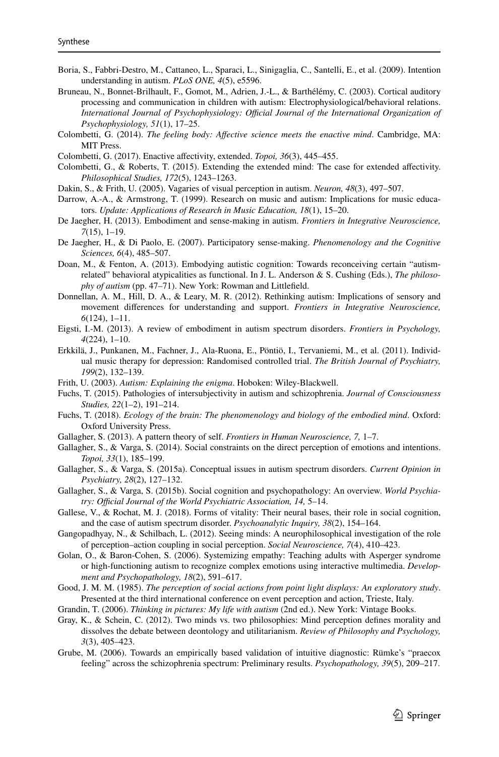Boria, S., Fabbri-Destro, M., Cattaneo, L., Sparaci, L., Sinigaglia, C., Santelli, E., et al. (2009). Intention understanding in autism. *PLoS ONE, 4*(5), e5596.

Bruneau, N., Bonnet-Brilhault, F., Gomot, M., Adrien, J.-L., & Barthélémy, C. (2003). Cortical auditory processing and communication in children with autism: Electrophysiological/behavioral relations. *International Journal of Psychophysiology: Official Journal of the International Organization of Psychophysiology, 51*(1), 17–25.

Colombetti, G. (2014). *The feeling body: Affective science meets the enactive mind*. Cambridge, MA: MIT Press.

Colombetti, G. (2017). Enactive affectivity, extended. *Topoi, 36*(3), 445–455.

Colombetti, G., & Roberts, T. (2015). Extending the extended mind: The case for extended affectivity. *Philosophical Studies, 172*(5), 1243–1263.

Dakin, S., & Frith, U. (2005). Vagaries of visual perception in autism. *Neuron, 48*(3), 497–507.

Darrow, A.-A., & Armstrong, T. (1999). Research on music and autism: Implications for music educators. *Update: Applications of Research in Music Education, 18*(1), 15–20.

De Jaegher, H. (2013). Embodiment and sense-making in autism. *Frontiers in Integrative Neuroscience, 7*(15), 1–19.

De Jaegher, H., & Di Paolo, E. (2007). Participatory sense-making. *Phenomenology and the Cognitive Sciences, 6*(4), 485–507.

Doan, M., & Fenton, A. (2013). Embodying autistic cognition: Towards reconceiving certain "autism-related" behavioral atypicalities as functional. In J. L. Anderson & S. Cushing (Eds.), *The philosophy of autism* (pp. 47–71). New York: Rowman and Littlefield.

Donnellan, A. M., Hill, D. A., & Leary, M. R. (2012). Rethinking autism: Implications of sensory and movement differences for understanding and support. *Frontiers in Integrative Neuroscience, 6*(124), 1–11.

Eigsti, I.-M. (2013). A review of embodiment in autism spectrum disorders. *Frontiers in Psychology, 4*(224), 1–10.

Erkkilä, J., Punkanen, M., Fachner, J., Ala-Ruona, E., Pöntiö, I., Tervaniemi, M., et al. (2011). Individual music therapy for depression: Randomised controlled trial. *The British Journal of Psychiatry, 199*(2), 132–139.

Frith, U. (2003). *Autism: Explaining the enigma*. Hoboken: Wiley-Blackwell.

Fuchs, T. (2015). Pathologies of intersubjectivity in autism and schizophrenia. *Journal of Consciousness Studies, 22*(1–2), 191–214.

Fuchs, T. (2018). *Ecology of the brain: The phenomenology and biology of the embodied mind*. Oxford: Oxford University Press.

Gallagher, S. (2013). A pattern theory of self. *Frontiers in Human Neuroscience, 7,* 1–7.

Gallagher, S., & Varga, S. (2014). Social constraints on the direct perception of emotions and intentions. *Topoi, 33*(1), 185–199.

Gallagher, S., & Varga, S. (2015a). Conceptual issues in autism spectrum disorders. *Current Opinion in Psychiatry, 28*(2), 127–132.

Gallagher, S., & Varga, S. (2015b). Social cognition and psychopathology: An overview. *World Psychiatry: Official Journal of the World Psychiatric Association, 14,* 5–14.

Gallese, V., & Rochat, M. J. (2018). Forms of vitality: Their neural bases, their role in social cognition, and the case of autism spectrum disorder. *Psychoanalytic Inquiry, 38*(2), 154–164.

Gangopadhyay, N., & Schilbach, L. (2012). Seeing minds: A neurophilosophical investigation of the role of perception–action coupling in social perception. *Social Neuroscience, 7*(4), 410–423.

Golan, O., & Baron-Cohen, S. (2006). Systemizing empathy: Teaching adults with Asperger syndrome or high-functioning autism to recognize complex emotions using interactive multimedia. *Development and Psychopathology, 18*(2), 591–617.

Good, J. M. M. (1985). *The perception of social actions from point light displays: An exploratory study*. Presented at the third international conference on event perception and action, Trieste, Italy.

Grandin, T. (2006). *Thinking in pictures: My life with autism* (2nd ed.). New York: Vintage Books.

Gray, K., & Schein, C. (2012). Two minds vs. two philosophies: Mind perception defines morality and dissolves the debate between deontology and utilitarianism. *Review of Philosophy and Psychology, 3*(3), 405–423.

Grube, M. (2006). Towards an empirically based validation of intuitive diagnostic: Rümke's "praecox feeling" across the schizophrenia spectrum: Preliminary results. *Psychopathology, 39*(5), 209–217.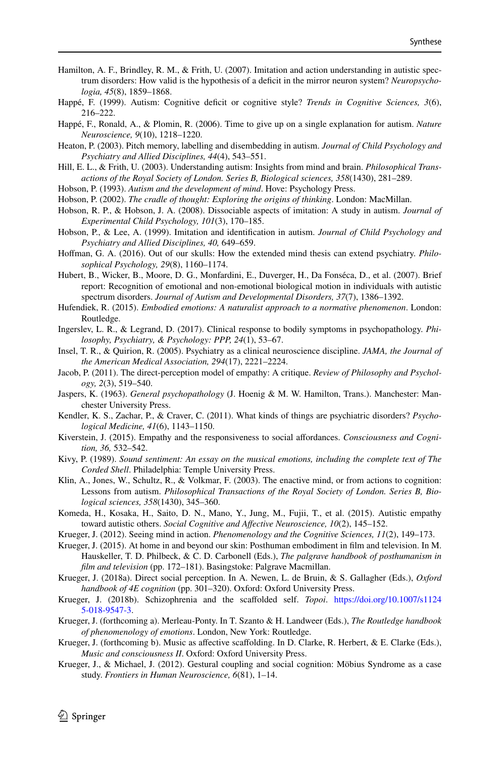Hamilton, A. F., Brindley, R. M., & Frith, U. (2007). Imitation and action understanding in autistic spectrum disorders: How valid is the hypothesis of a deficit in the mirror neuron system? *Neuropsychologia, 45*(8), 1859–1868.

Happé, F. (1999). Autism: Cognitive deficit or cognitive style? *Trends in Cognitive Sciences, 3*(6), 216–222.

Happé, F., Ronald, A., & Plomin, R. (2006). Time to give up on a single explanation for autism. *Nature Neuroscience, 9*(10), 1218–1220.

Heaton, P. (2003). Pitch memory, labelling and disembedding in autism. *Journal of Child Psychology and Psychiatry and Allied Disciplines, 44*(4), 543–551.

Hill, E. L., & Frith, U. (2003). Understanding autism: Insights from mind and brain. *Philosophical Transactions of the Royal Society of London. Series B, Biological sciences, 358*(1430), 281–289.

Hobson, P. (1993). *Autism and the development of mind*. Hove: Psychology Press.

Hobson, P. (2002). *The cradle of thought: Exploring the origins of thinking*. London: MacMillan.

Hobson, R. P., & Hobson, J. A. (2008). Dissociable aspects of imitation: A study in autism. *Journal of Experimental Child Psychology, 101*(3), 170–185.

Hobson, P., & Lee, A. (1999). Imitation and identification in autism. *Journal of Child Psychology and Psychiatry and Allied Disciplines, 40,* 649–659.

Hoffman, G. A. (2016). Out of our skulls: How the extended mind thesis can extend psychiatry. *Philosophical Psychology, 29*(8), 1160–1174.

Hubert, B., Wicker, B., Moore, D. G., Monfardini, E., Duverger, H., Da Fonséca, D., et al. (2007). Brief report: Recognition of emotional and non-emotional biological motion in individuals with autistic spectrum disorders. *Journal of Autism and Developmental Disorders, 37*(7), 1386–1392.

Hufendiek, R. (2015). *Embodied emotions: A naturalist approach to a normative phenomenon*. London: Routledge.

Ingerslev, L. R., & Legrand, D. (2017). Clinical response to bodily symptoms in psychopathology. *Philosophy, Psychiatry, & Psychology: PPP, 24*(1), 53–67.

Insel, T. R., & Quirion, R. (2005). Psychiatry as a clinical neuroscience discipline. *JAMA, the Journal of the American Medical Association, 294*(17), 2221–2224.

Jacob, P. (2011). The direct-perception model of empathy: A critique. *Review of Philosophy and Psychology, 2*(3), 519–540.

Jaspers, K. (1963). *General psychopathology* (J. Hoenig & M. W. Hamilton, Trans.). Manchester: Manchester University Press.

Kendler, K. S., Zachar, P., & Craver, C. (2011). What kinds of things are psychiatric disorders? *Psychological Medicine, 41*(6), 1143–1150.

Kiverstein, J. (2015). Empathy and the responsiveness to social affordances. *Consciousness and Cognition, 36,* 532–542.

Kivy, P. (1989). *Sound sentiment: An essay on the musical emotions, including the complete text of The Corded Shell*. Philadelphia: Temple University Press.

Klin, A., Jones, W., Schultz, R., & Volkmar, F. (2003). The enactive mind, or from actions to cognition: Lessons from autism. *Philosophical Transactions of the Royal Society of London. Series B, Biological sciences, 358*(1430), 345–360.

Komeda, H., Kosaka, H., Saito, D. N., Mano, Y., Jung, M., Fujii, T., et al. (2015). Autistic empathy toward autistic others. *Social Cognitive and Affective Neuroscience, 10*(2), 145–152.

Krueger, J. (2012). Seeing mind in action. *Phenomenology and the Cognitive Sciences, 11*(2), 149–173.

Krueger, J. (2015). At home in and beyond our skin: Posthuman embodiment in film and television. In M. Hauskeller, T. D. Philbeck, & C. D. Carbonell (Eds.), *The palgrave handbook of posthumanism in film and television* (pp. 172–181). Basingstoke: Palgrave Macmillan.

Krueger, J. (2018a). Direct social perception. In A. Newen, L. de Bruin, & S. Gallagher (Eds.), *Oxford handbook of 4E cognition* (pp. 301–320). Oxford: Oxford University Press.

Krueger, J. (2018b). Schizophrenia and the scaffolded self. *Topoi*. https://doi.org/10.1007/s11245-018-9547-3.

Krueger, J. (forthcoming a). Merleau-Ponty. In T. Szanto & H. Landweer (Eds.), *The Routledge handbook of phenomenology of emotions*. London, New York: Routledge.

Krueger, J. (forthcoming b). Music as affective scaffolding. In D. Clarke, R. Herbert, & E. Clarke (Eds.), *Music and consciousness II*. Oxford: Oxford University Press.

Krueger, J., & Michael, J. (2012). Gestural coupling and social cognition: Möbius Syndrome as a case study. *Frontiers in Human Neuroscience, 6*(81), 1–14.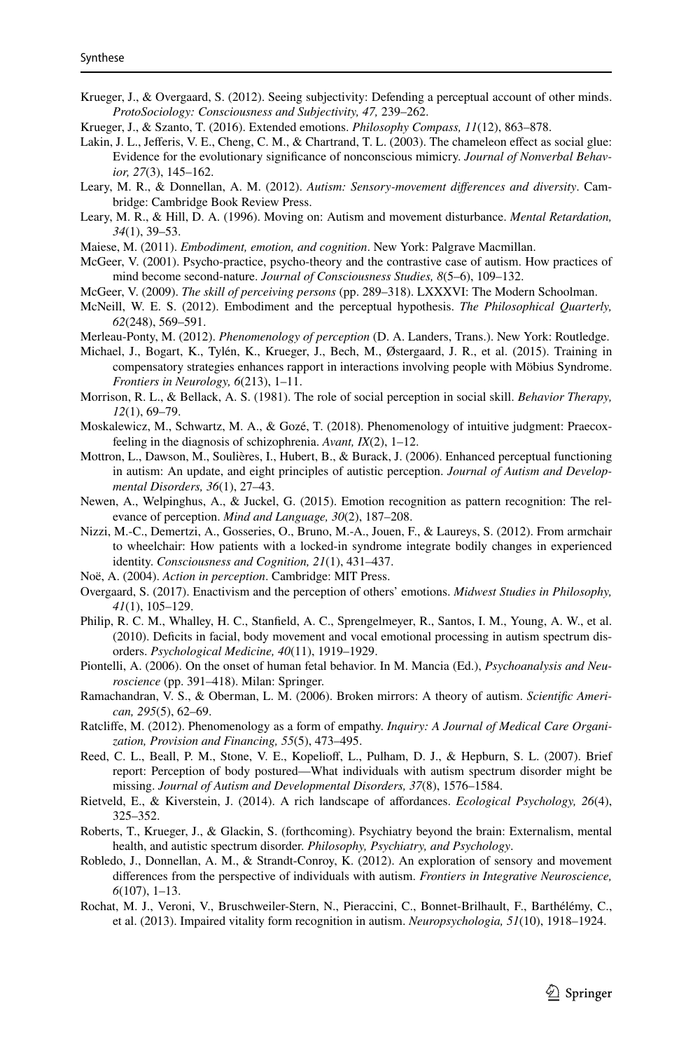Krueger, J., & Overgaard, S. (2012). Seeing subjectivity: Defending a perceptual account of other minds. *ProtoSociology: Consciousness and Subjectivity, 47,* 239–262.

Krueger, J., & Szanto, T. (2016). Extended emotions. *Philosophy Compass, 11*(12), 863–878.

Lakin, J. L., Jefferis, V. E., Cheng, C. M., & Chartrand, T. L. (2003). The chameleon effect as social glue: Evidence for the evolutionary significance of nonconscious mimicry. *Journal of Nonverbal Behavior, 27*(3), 145–162.

Leary, M. R., & Donnellan, A. M. (2012). *Autism: Sensory-movement differences and diversity*. Cambridge: Cambridge Book Review Press.

Leary, M. R., & Hill, D. A. (1996). Moving on: Autism and movement disturbance. *Mental Retardation, 34*(1), 39–53.

Maiese, M. (2011). *Embodiment, emotion, and cognition*. New York: Palgrave Macmillan.

McGeer, V. (2001). Psycho-practice, psycho-theory and the contrastive case of autism. How practices of mind become second-nature. *Journal of Consciousness Studies, 8*(5–6), 109–132.

McGeer, V. (2009). *The skill of perceiving persons* (pp. 289–318). LXXXVI: The Modern Schoolman.

McNeill, W. E. S. (2012). Embodiment and the perceptual hypothesis. *The Philosophical Quarterly, 62*(248), 569–591.

Merleau-Ponty, M. (2012). *Phenomenology of perception* (D. A. Landers, Trans.). New York: Routledge.

Michael, J., Bogart, K., Tylén, K., Krueger, J., Bech, M., Østergaard, J. R., et al. (2015). Training in compensatory strategies enhances rapport in interactions involving people with Möbius Syndrome. *Frontiers in Neurology, 6*(213), 1–11.

Morrison, R. L., & Bellack, A. S. (1981). The role of social perception in social skill. *Behavior Therapy, 12*(1), 69–79.

Moskalewicz, M., Schwartz, M. A., & Gozé, T. (2018). Phenomenology of intuitive judgment: Praecox-feeling in the diagnosis of schizophrenia. *Avant, IX*(2), 1–12.

Mottron, L., Dawson, M., Soulières, I., Hubert, B., & Burack, J. (2006). Enhanced perceptual functioning in autism: An update, and eight principles of autistic perception. *Journal of Autism and Developmental Disorders, 36*(1), 27–43.

Newen, A., Welpinghus, A., & Juckel, G. (2015). Emotion recognition as pattern recognition: The relevance of perception. *Mind and Language, 30*(2), 187–208.

Nizzi, M.-C., Demertzi, A., Gosseries, O., Bruno, M.-A., Jouen, F., & Laureys, S. (2012). From armchair to wheelchair: How patients with a locked-in syndrome integrate bodily changes in experienced identity. *Consciousness and Cognition, 21*(1), 431–437.

Noë, A. (2004). *Action in perception*. Cambridge: MIT Press.

Overgaard, S. (2017). Enactivism and the perception of others' emotions. *Midwest Studies in Philosophy, 41*(1), 105–129.

Philip, R. C. M., Whalley, H. C., Stanfield, A. C., Sprengelmeyer, R., Santos, I. M., Young, A. W., et al. (2010). Deficits in facial, body movement and vocal emotional processing in autism spectrum disorders. *Psychological Medicine, 40*(11), 1919–1929.

Piontelli, A. (2006). On the onset of human fetal behavior. In M. Mancia (Ed.), *Psychoanalysis and Neuroscience* (pp. 391–418). Milan: Springer.

Ramachandran, V. S., & Oberman, L. M. (2006). Broken mirrors: A theory of autism. *Scientific American, 295*(5), 62–69.

Ratcliffe, M. (2012). Phenomenology as a form of empathy. *Inquiry: A Journal of Medical Care Organization, Provision and Financing, 55*(5), 473–495.

Reed, C. L., Beall, P. M., Stone, V. E., Kopelioff, L., Pulham, D. J., & Hepburn, S. L. (2007). Brief report: Perception of body postured—What individuals with autism spectrum disorder might be missing. *Journal of Autism and Developmental Disorders, 37*(8), 1576–1584.

Rietveld, E., & Kiverstein, J. (2014). A rich landscape of affordances. *Ecological Psychology, 26*(4), 325–352.

Roberts, T., Krueger, J., & Glackin, S. (forthcoming). Psychiatry beyond the brain: Externalism, mental health, and autistic spectrum disorder. *Philosophy, Psychiatry, and Psychology*.

Robledo, J., Donnellan, A. M., & Strandt-Conroy, K. (2012). An exploration of sensory and movement differences from the perspective of individuals with autism. *Frontiers in Integrative Neuroscience, 6*(107), 1–13.

Rochat, M. J., Veroni, V., Bruschweiler-Stern, N., Pieraccini, C., Bonnet-Brilhault, F., Barthélémy, C., et al. (2013). Impaired vitality form recognition in autism. *Neuropsychologia, 51*(10), 1918–1924.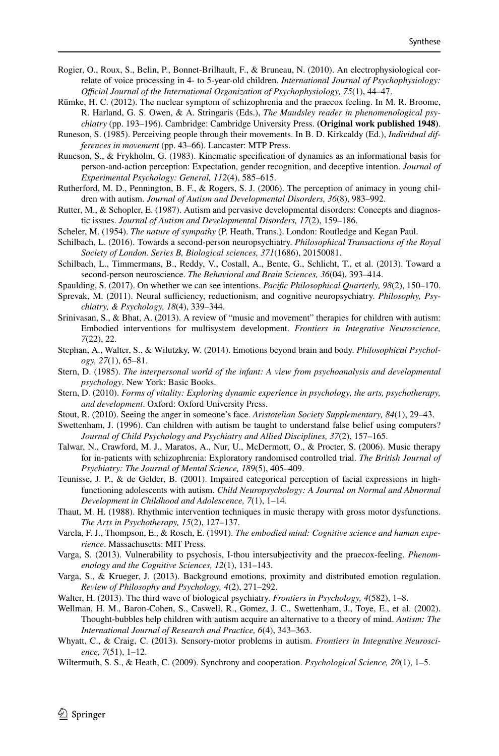Rogier, O., Roux, S., Belin, P., Bonnet-Brilhault, F., & Bruneau, N. (2010). An electrophysiological correlate of voice processing in 4- to 5-year-old children. *International Journal of Psychophysiology: Official Journal of the International Organization of Psychophysiology, 75*(1), 44–47.

Rümke, H. C. (2012). The nuclear symptom of schizophrenia and the praecox feeling. In M. R. Broome, R. Harland, G. S. Owen, & A. Stringaris (Eds.), *The Maudsley reader in phenomenological psychiatry* (pp. 193–196). Cambridge: Cambridge University Press. **(Original work published 1948)**.

Runeson, S. (1985). Perceiving people through their movements. In B. D. Kirkcaldy (Ed.), *Individual differences in movement* (pp. 43–66). Lancaster: MTP Press.

Runeson, S., & Frykholm, G. (1983). Kinematic specification of dynamics as an informational basis for person-and-action perception: Expectation, gender recognition, and deceptive intention. *Journal of Experimental Psychology: General, 112*(4), 585–615.

Rutherford, M. D., Pennington, B. F., & Rogers, S. J. (2006). The perception of animacy in young children with autism. *Journal of Autism and Developmental Disorders, 36*(8), 983–992.

Rutter, M., & Schopler, E. (1987). Autism and pervasive developmental disorders: Concepts and diagnostic issues. *Journal of Autism and Developmental Disorders, 17*(2), 159–186.

Scheler, M. (1954). *The nature of sympathy* (P. Heath, Trans.). London: Routledge and Kegan Paul.

Schilbach, L. (2016). Towards a second-person neuropsychiatry. *Philosophical Transactions of the Royal Society of London. Series B, Biological sciences, 371*(1686), 20150081.

Schilbach, L., Timmermans, B., Reddy, V., Costall, A., Bente, G., Schlicht, T., et al. (2013). Toward a second-person neuroscience. *The Behavioral and Brain Sciences, 36*(04), 393–414.

Spaulding, S. (2017). On whether we can see intentions. *Pacific Philosophical Quarterly, 98*(2), 150–170.

Sprevak, M. (2011). Neural sufficiency, reductionism, and cognitive neuropsychiatry. *Philosophy, Psychiatry, & Psychology, 18*(4), 339–344.

Srinivasan, S., & Bhat, A. (2013). A review of "music and movement" therapies for children with autism: Embodied interventions for multisystem development. *Frontiers in Integrative Neuroscience, 7*(22), 22.

Stephan, A., Walter, S., & Wilutzky, W. (2014). Emotions beyond brain and body. *Philosophical Psychology, 27*(1), 65–81.

Stern, D. (1985). *The interpersonal world of the infant: A view from psychoanalysis and developmental psychology*. New York: Basic Books.

Stern, D. (2010). *Forms of vitality: Exploring dynamic experience in psychology, the arts, psychotherapy, and development*. Oxford: Oxford University Press.

Stout, R. (2010). Seeing the anger in someone's face. *Aristotelian Society Supplementary, 84*(1), 29–43.

Swettenham, J. (1996). Can children with autism be taught to understand false belief using computers? *Journal of Child Psychology and Psychiatry and Allied Disciplines, 37*(2), 157–165.

Talwar, N., Crawford, M. J., Maratos, A., Nur, U., McDermott, O., & Procter, S. (2006). Music therapy for in-patients with schizophrenia: Exploratory randomised controlled trial. *The British Journal of Psychiatry: The Journal of Mental Science, 189*(5), 405–409.

Teunisse, J. P., & de Gelder, B. (2001). Impaired categorical perception of facial expressions in high-functioning adolescents with autism. *Child Neuropsychology: A Journal on Normal and Abnormal Development in Childhood and Adolescence, 7*(1), 1–14.

Thaut, M. H. (1988). Rhythmic intervention techniques in music therapy with gross motor dysfunctions. *The Arts in Psychotherapy, 15*(2), 127–137.

Varela, F. J., Thompson, E., & Rosch, E. (1991). *The embodied mind: Cognitive science and human experience*. Massachusetts: MIT Press.

Varga, S. (2013). Vulnerability to psychosis, I-thou intersubjectivity and the praecox-feeling. *Phenomenology and the Cognitive Sciences, 12*(1), 131–143.

Varga, S., & Krueger, J. (2013). Background emotions, proximity and distributed emotion regulation. *Review of Philosophy and Psychology, 4*(2), 271–292.

Walter, H. (2013). The third wave of biological psychiatry. *Frontiers in Psychology, 4*(582), 1–8.

Wellman, H. M., Baron-Cohen, S., Caswell, R., Gomez, J. C., Swettenham, J., Toye, E., et al. (2002). Thought-bubbles help children with autism acquire an alternative to a theory of mind. *Autism: The International Journal of Research and Practice, 6*(4), 343–363.

Whyatt, C., & Craig, C. (2013). Sensory-motor problems in autism. *Frontiers in Integrative Neuroscience, 7*(51), 1–12.

Wiltermuth, S. S., & Heath, C. (2009). Synchrony and cooperation. *Psychological Science, 20*(1), 1–5.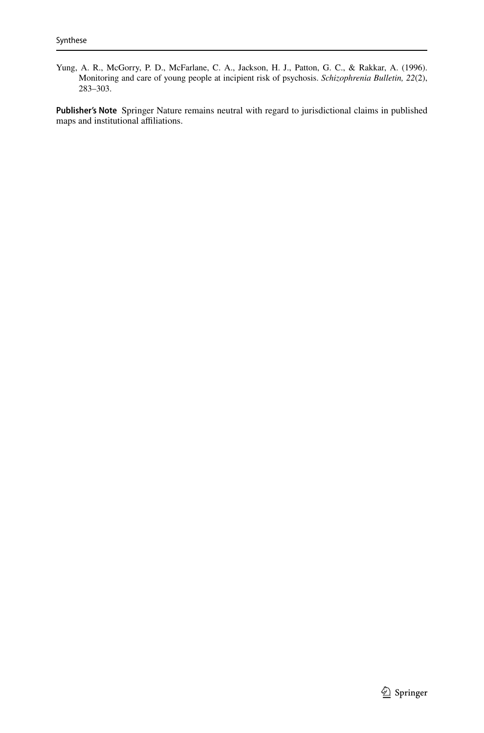Yung, A. R., McGorry, P. D., McFarlane, C. A., Jackson, H. J., Patton, G. C., & Rakkar, A. (1996). Monitoring and care of young people at incipient risk of psychosis. *Schizophrenia Bulletin, 22*(2), 283–303.

**Publisher's Note** Springer Nature remains neutral with regard to jurisdictional claims in published maps and institutional affiliations.